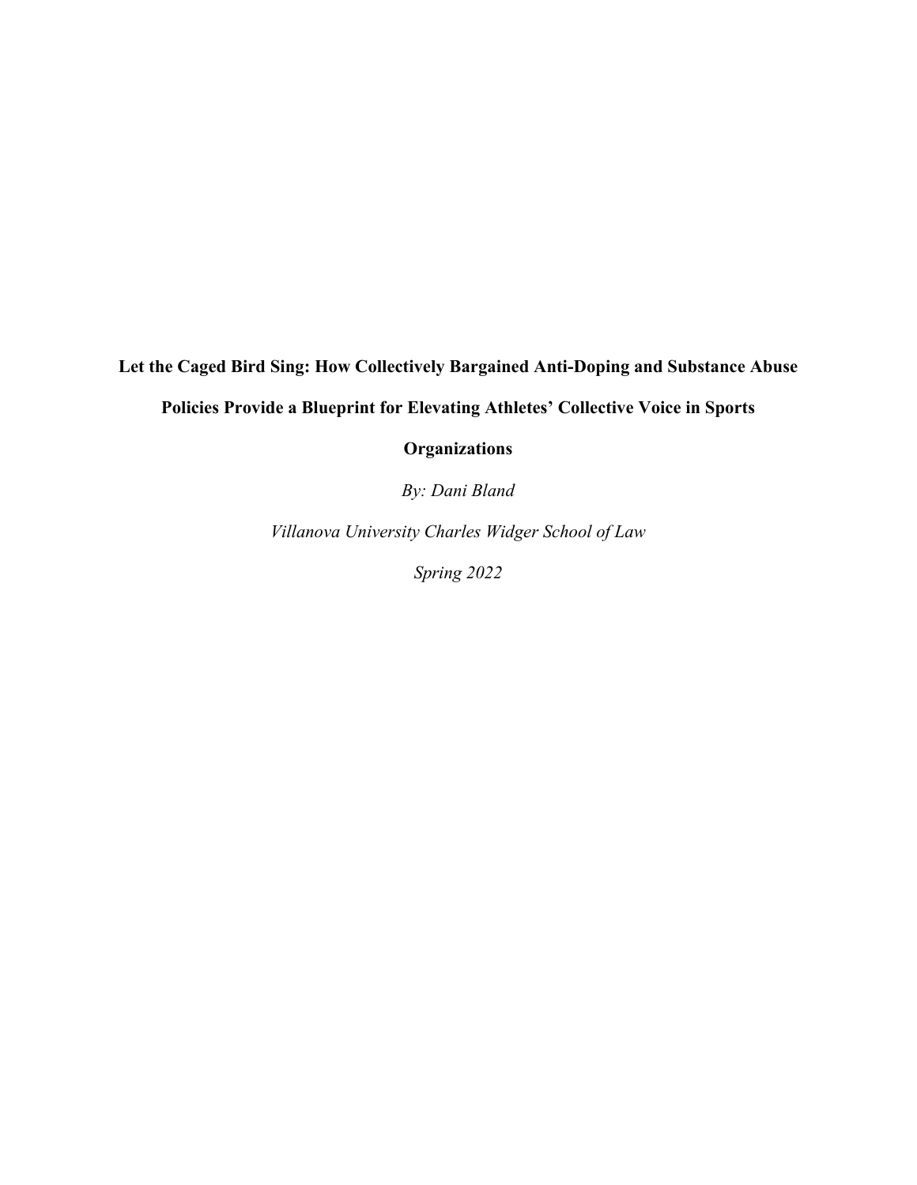# Let the Caged Bird Sing: How Collectively Bargained Anti-Doping and Substance Abuse Policies Provide a Blueprint for Elevating Athletes' Collective Voice in Sports Organizations

*By: Dani Bland*

*Villanova University Charles Widger School of Law*

*Spring 2022*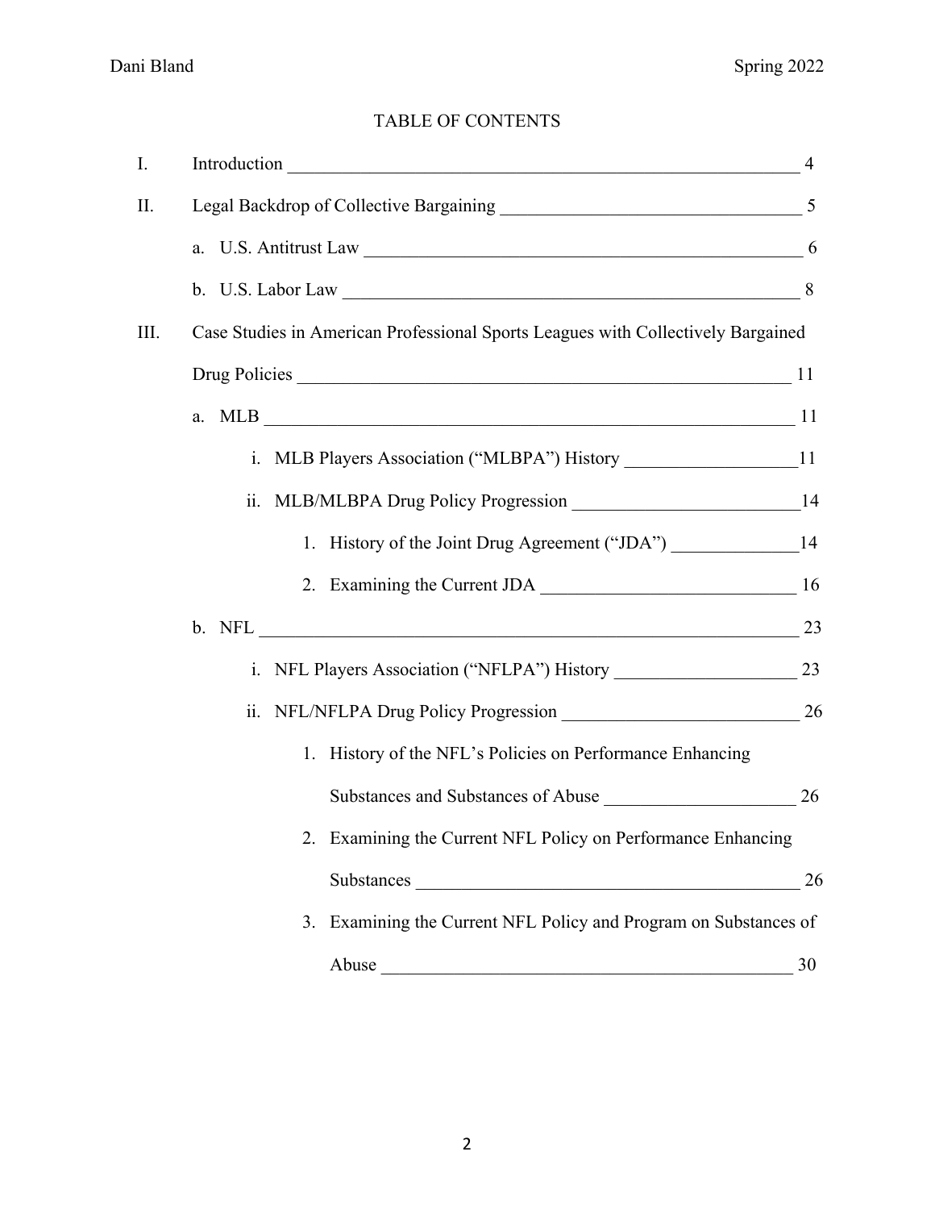# TABLE OF CONTENTS

- I. Introduction — 4
- II. Legal Backdrop of Collective Bargaining — 5
  - a. U.S. Antitrust Law — 6
  - b. U.S. Labor Law — 8
- III. Case Studies in American Professional Sports Leagues with Collectively Bargained Drug Policies — 11
  - a. MLB — 11
    - i. MLB Players Association ("MLBPA") History — 11
    - ii. MLB/MLBPA Drug Policy Progression — 14
      1. History of the Joint Drug Agreement ("JDA") — 14
      2. Examining the Current JDA — 16
  - b. NFL — 23
    - i. NFL Players Association ("NFLPA") History — 23
    - ii. NFL/NFLPA Drug Policy Progression — 26
      1. History of the NFL's Policies on Performance Enhancing Substances and Substances of Abuse — 26
      2. Examining the Current NFL Policy on Performance Enhancing Substances — 26
      3. Examining the Current NFL Policy and Program on Substances of Abuse — 30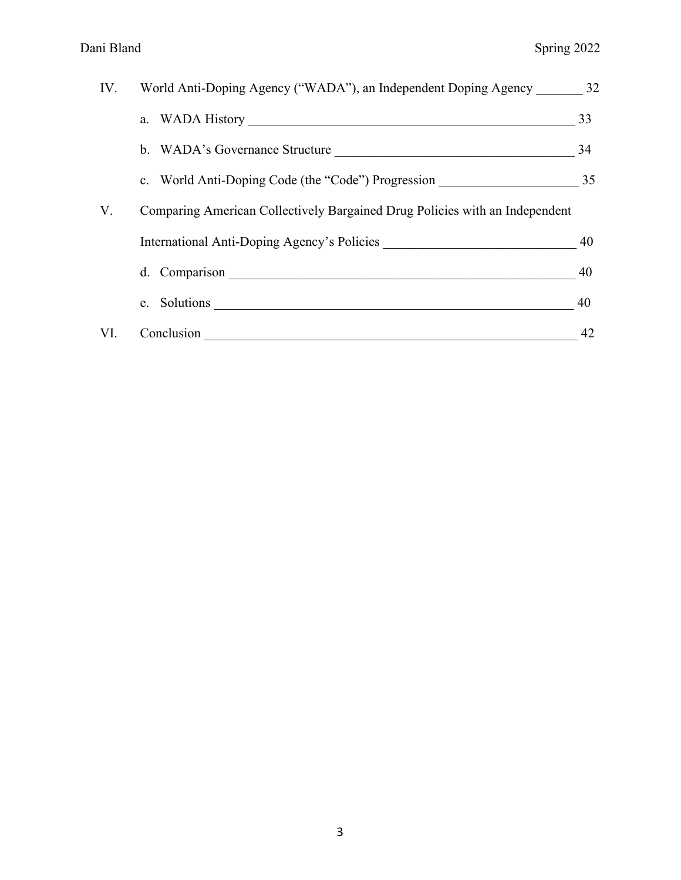IV. World Anti-Doping Agency ("WADA"), an Independent Doping Agency _______ 32

a. WADA History ____________________________________________________ 33

b. WADA's Governance Structure _____________________________________ 34

c. World Anti-Doping Code (the "Code") Progression _____________________ 35

V. Comparing American Collectively Bargained Drug Policies with an Independent International Anti-Doping Agency's Policies _____________________________ 40

d. Comparison ______________________________________________________ 40

e. Solutions ________________________________________________________ 40

VI. Conclusion _________________________________________________________ 42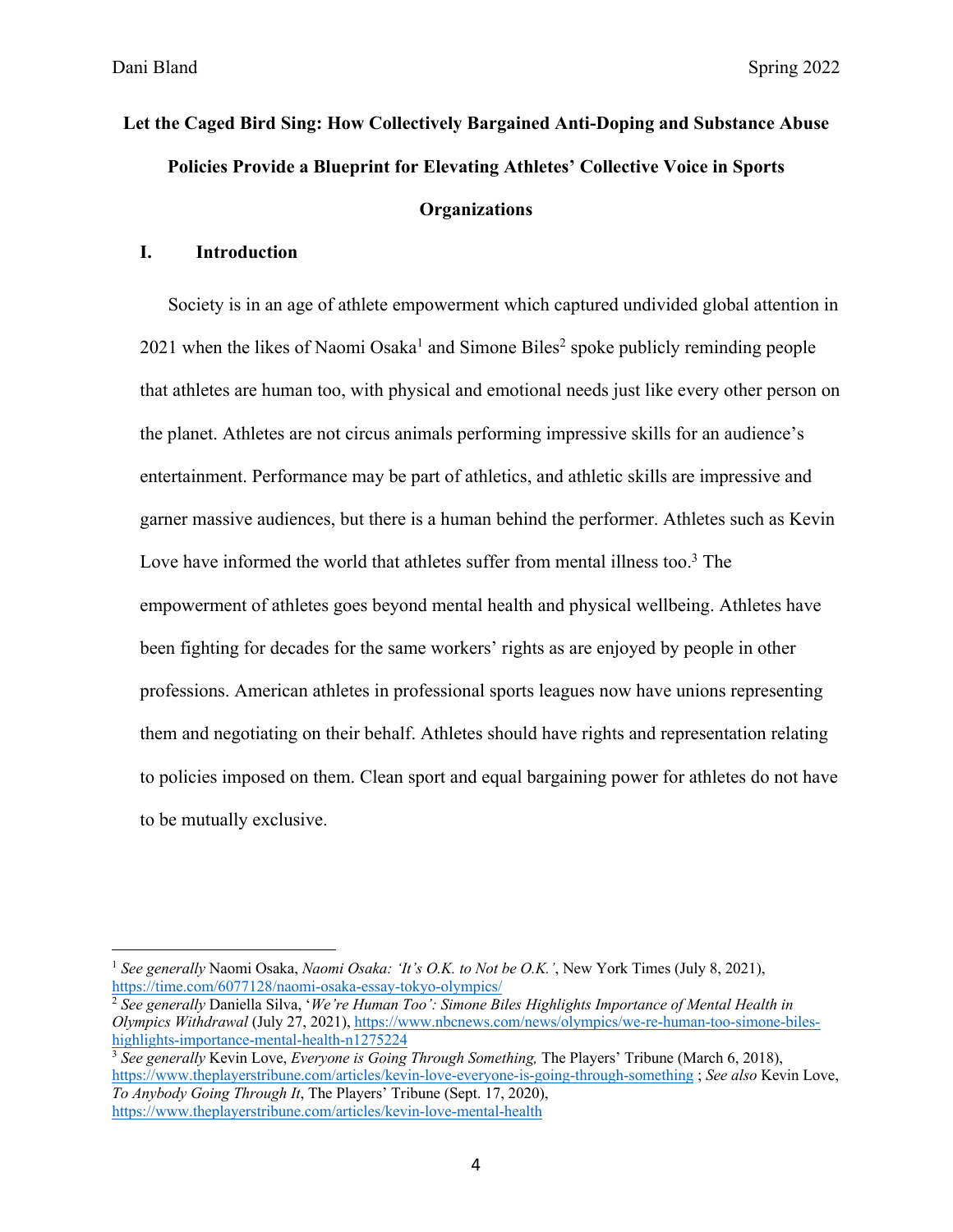**Let the Caged Bird Sing: How Collectively Bargained Anti-Doping and Substance Abuse Policies Provide a Blueprint for Elevating Athletes' Collective Voice in Sports Organizations**

## I. Introduction

Society is in an age of athlete empowerment which captured undivided global attention in 2021 when the likes of Naomi Osaka[1] and Simone Biles[2] spoke publicly reminding people that athletes are human too, with physical and emotional needs just like every other person on the planet. Athletes are not circus animals performing impressive skills for an audience's entertainment. Performance may be part of athletics, and athletic skills are impressive and garner massive audiences, but there is a human behind the performer. Athletes such as Kevin Love have informed the world that athletes suffer from mental illness too.[3] The empowerment of athletes goes beyond mental health and physical wellbeing. Athletes have been fighting for decades for the same workers' rights as are enjoyed by people in other professions. American athletes in professional sports leagues now have unions representing them and negotiating on their behalf. Athletes should have rights and representation relating to policies imposed on them. Clean sport and equal bargaining power for athletes do not have to be mutually exclusive.

---

[1] *See generally* Naomi Osaka, *Naomi Osaka: 'It's O.K. to Not be O.K.'*, New York Times (July 8, 2021), https://time.com/6077128/naomi-osaka-essay-tokyo-olympics/

[2] *See generally* Daniella Silva, '*We're Human Too': Simone Biles Highlights Importance of Mental Health in Olympics Withdrawal* (July 27, 2021), https://www.nbcnews.com/news/olympics/we-re-human-too-simone-biles-highlights-importance-mental-health-n1275224

[3] *See generally* Kevin Love, *Everyone is Going Through Something,* The Players' Tribune (March 6, 2018), https://www.theplayerstribune.com/articles/kevin-love-everyone-is-going-through-something ; *See also* Kevin Love, *To Anybody Going Through It*, The Players' Tribune (Sept. 17, 2020), https://www.theplayerstribune.com/articles/kevin-love-mental-health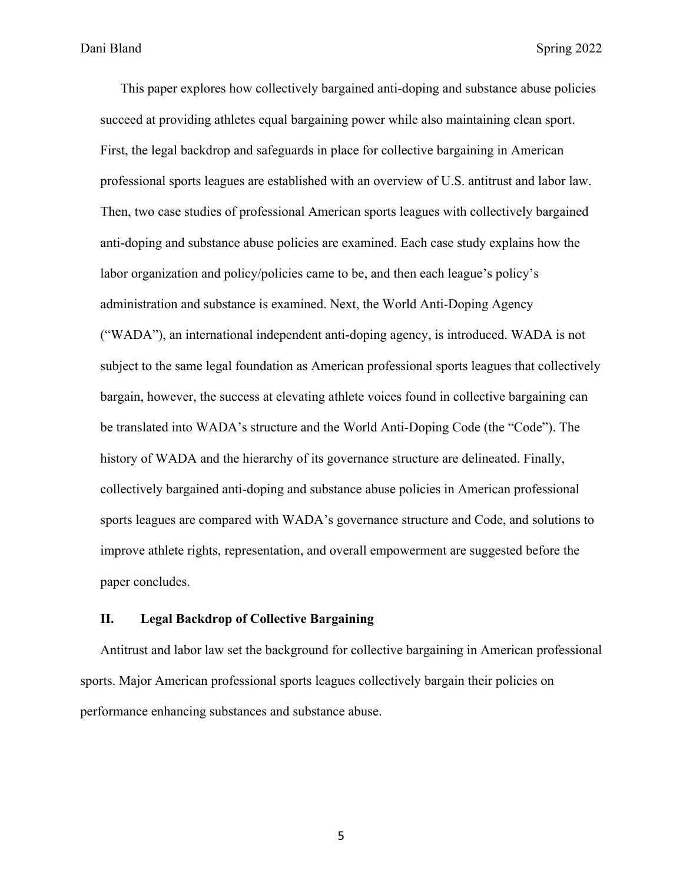This paper explores how collectively bargained anti-doping and substance abuse policies succeed at providing athletes equal bargaining power while also maintaining clean sport. First, the legal backdrop and safeguards in place for collective bargaining in American professional sports leagues are established with an overview of U.S. antitrust and labor law. Then, two case studies of professional American sports leagues with collectively bargained anti-doping and substance abuse policies are examined. Each case study explains how the labor organization and policy/policies came to be, and then each league's policy's administration and substance is examined. Next, the World Anti-Doping Agency ("WADA"), an international independent anti-doping agency, is introduced. WADA is not subject to the same legal foundation as American professional sports leagues that collectively bargain, however, the success at elevating athlete voices found in collective bargaining can be translated into WADA's structure and the World Anti-Doping Code (the "Code"). The history of WADA and the hierarchy of its governance structure are delineated. Finally, collectively bargained anti-doping and substance abuse policies in American professional sports leagues are compared with WADA's governance structure and Code, and solutions to improve athlete rights, representation, and overall empowerment are suggested before the paper concludes.

## II. Legal Backdrop of Collective Bargaining

Antitrust and labor law set the background for collective bargaining in American professional sports. Major American professional sports leagues collectively bargain their policies on performance enhancing substances and substance abuse.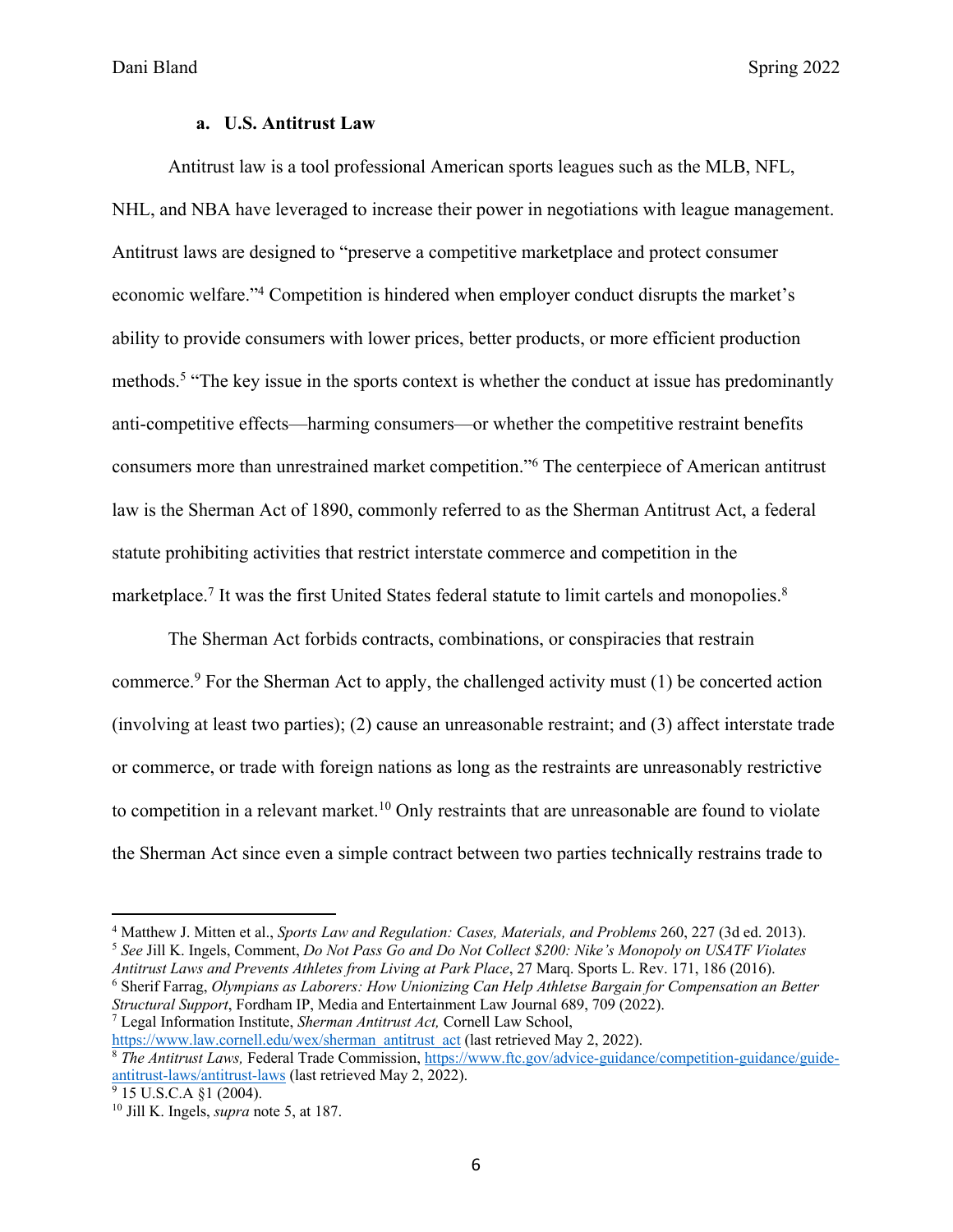### a. U.S. Antitrust Law

Antitrust law is a tool professional American sports leagues such as the MLB, NFL, NHL, and NBA have leveraged to increase their power in negotiations with league management. Antitrust laws are designed to "preserve a competitive marketplace and protect consumer economic welfare."[4] Competition is hindered when employer conduct disrupts the market's ability to provide consumers with lower prices, better products, or more efficient production methods.[5] "The key issue in the sports context is whether the conduct at issue has predominantly anti-competitive effects—harming consumers—or whether the competitive restraint benefits consumers more than unrestrained market competition."[6] The centerpiece of American antitrust law is the Sherman Act of 1890, commonly referred to as the Sherman Antitrust Act, a federal statute prohibiting activities that restrict interstate commerce and competition in the marketplace.[7] It was the first United States federal statute to limit cartels and monopolies.[8]

The Sherman Act forbids contracts, combinations, or conspiracies that restrain commerce.[9] For the Sherman Act to apply, the challenged activity must (1) be concerted action (involving at least two parties); (2) cause an unreasonable restraint; and (3) affect interstate trade or commerce, or trade with foreign nations as long as the restraints are unreasonably restrictive to competition in a relevant market.[10] Only restraints that are unreasonable are found to violate the Sherman Act since even a simple contract between two parties technically restrains trade to

---

[4] Matthew J. Mitten et al., *Sports Law and Regulation: Cases, Materials, and Problems* 260, 227 (3d ed. 2013).

[5] *See* Jill K. Ingels, Comment, *Do Not Pass Go and Do Not Collect $200: Nike's Monopoly on USATF Violates Antitrust Laws and Prevents Athletes from Living at Park Place*, 27 Marq. Sports L. Rev. 171, 186 (2016).

[6] Sherif Farrag, *Olympians as Laborers: How Unionizing Can Help Athletse Bargain for Compensation an Better Structural Support*, Fordham IP, Media and Entertainment Law Journal 689, 709 (2022).

[7] Legal Information Institute, *Sherman Antitrust Act,* Cornell Law School, https://www.law.cornell.edu/wex/sherman_antitrust_act (last retrieved May 2, 2022).

[8] *The Antitrust Laws,* Federal Trade Commission, https://www.ftc.gov/advice-guidance/competition-guidance/guide-antitrust-laws/antitrust-laws (last retrieved May 2, 2022).

[9] 15 U.S.C.A §1 (2004).

[10] Jill K. Ingels, *supra* note 5, at 187.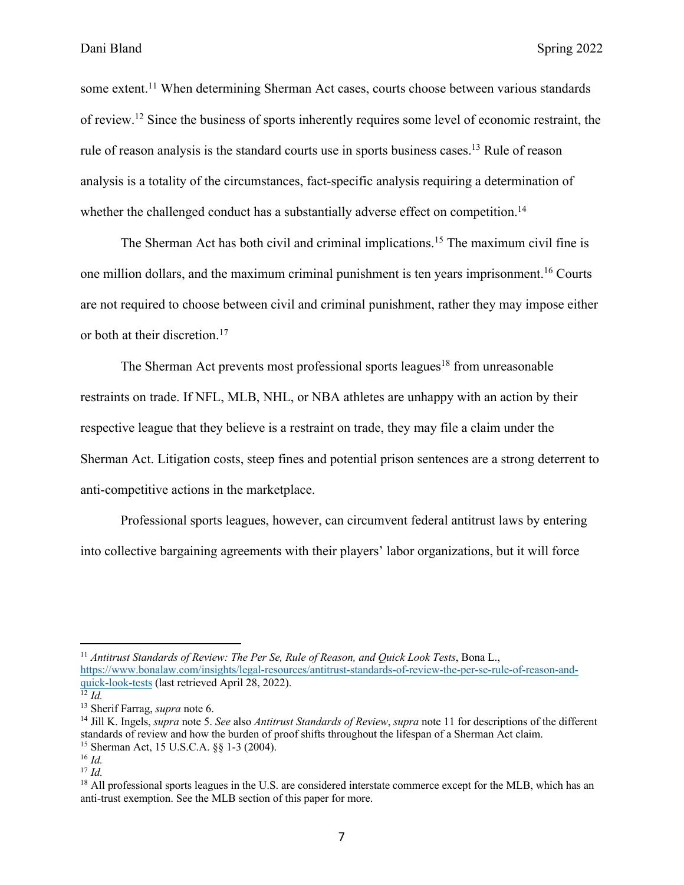some extent.[11] When determining Sherman Act cases, courts choose between various standards of review.[12] Since the business of sports inherently requires some level of economic restraint, the rule of reason analysis is the standard courts use in sports business cases.[13] Rule of reason analysis is a totality of the circumstances, fact-specific analysis requiring a determination of whether the challenged conduct has a substantially adverse effect on competition.[14]

The Sherman Act has both civil and criminal implications.[15] The maximum civil fine is one million dollars, and the maximum criminal punishment is ten years imprisonment.[16] Courts are not required to choose between civil and criminal punishment, rather they may impose either or both at their discretion.[17]

The Sherman Act prevents most professional sports leagues[18] from unreasonable restraints on trade. If NFL, MLB, NHL, or NBA athletes are unhappy with an action by their respective league that they believe is a restraint on trade, they may file a claim under the Sherman Act. Litigation costs, steep fines and potential prison sentences are a strong deterrent to anti-competitive actions in the marketplace.

Professional sports leagues, however, can circumvent federal antitrust laws by entering into collective bargaining agreements with their players' labor organizations, but it will force

---

[11] *Antitrust Standards of Review: The Per Se, Rule of Reason, and Quick Look Tests*, Bona L., https://www.bonalaw.com/insights/legal-resources/antitrust-standards-of-review-the-per-se-rule-of-reason-and-quick-look-tests (last retrieved April 28, 2022).

[12] *Id.*

[13] Sherif Farrag, *supra* note 6.

[14] Jill K. Ingels, *supra* note 5. *See* also *Antitrust Standards of Review*, *supra* note 11 for descriptions of the different standards of review and how the burden of proof shifts throughout the lifespan of a Sherman Act claim.

[15] Sherman Act, 15 U.S.C.A. §§ 1-3 (2004).

[16] *Id.*

[17] *Id.*

[18] All professional sports leagues in the U.S. are considered interstate commerce except for the MLB, which has an anti-trust exemption. See the MLB section of this paper for more.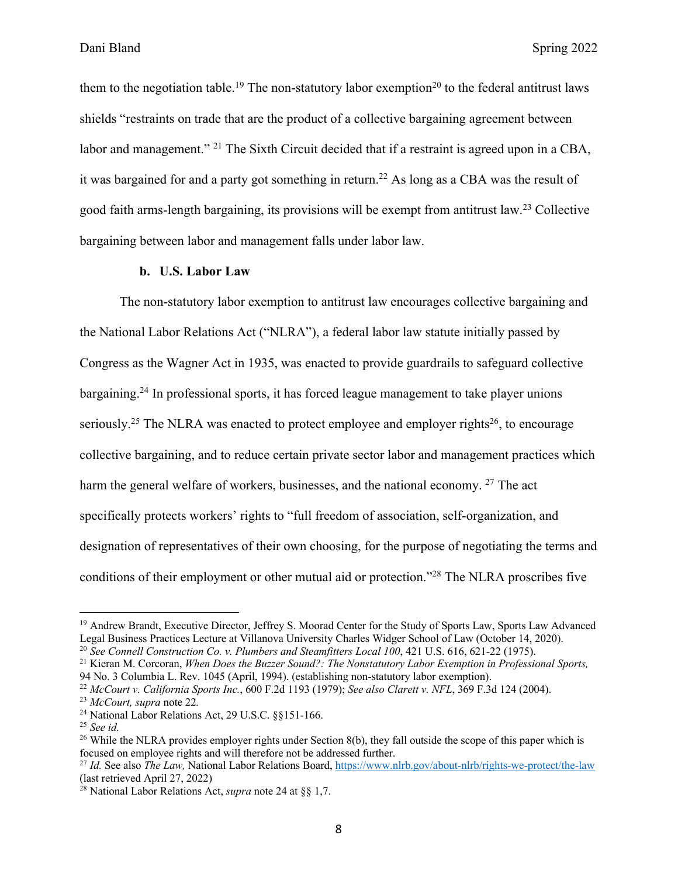them to the negotiation table.[19] The non-statutory labor exemption[20] to the federal antitrust laws shields "restraints on trade that are the product of a collective bargaining agreement between labor and management." [21] The Sixth Circuit decided that if a restraint is agreed upon in a CBA, it was bargained for and a party got something in return.[22] As long as a CBA was the result of good faith arms-length bargaining, its provisions will be exempt from antitrust law.[23] Collective bargaining between labor and management falls under labor law.

### b. U.S. Labor Law

The non-statutory labor exemption to antitrust law encourages collective bargaining and the National Labor Relations Act ("NLRA"), a federal labor law statute initially passed by Congress as the Wagner Act in 1935, was enacted to provide guardrails to safeguard collective bargaining.[24] In professional sports, it has forced league management to take player unions seriously.[25] The NLRA was enacted to protect employee and employer rights[26], to encourage collective bargaining, and to reduce certain private sector labor and management practices which harm the general welfare of workers, businesses, and the national economy. [27] The act specifically protects workers' rights to "full freedom of association, self-organization, and designation of representatives of their own choosing, for the purpose of negotiating the terms and conditions of their employment or other mutual aid or protection."[28] The NLRA proscribes five

---

[19] Andrew Brandt, Executive Director, Jeffrey S. Moorad Center for the Study of Sports Law, Sports Law Advanced Legal Business Practices Lecture at Villanova University Charles Widger School of Law (October 14, 2020).

[20] *See Connell Construction Co. v. Plumbers and Steamfitters Local 100*, 421 U.S. 616, 621-22 (1975).

[21] Kieran M. Corcoran, *When Does the Buzzer Sound?: The Nonstatutory Labor Exemption in Professional Sports,* 94 No. 3 Columbia L. Rev. 1045 (April, 1994). (establishing non-statutory labor exemption).

[22] *McCourt v. California Sports Inc.*, 600 F.2d 1193 (1979); *See also Clarett v. NFL*, 369 F.3d 124 (2004).

[23] *McCourt, supra* note 22*.*

[24] National Labor Relations Act, 29 U.S.C. §§151-166.

[25] *See id.*

[26] While the NLRA provides employer rights under Section 8(b), they fall outside the scope of this paper which is focused on employee rights and will therefore not be addressed further.

[27] *Id.* See also *The Law,* National Labor Relations Board, https://www.nlrb.gov/about-nlrb/rights-we-protect/the-law (last retrieved April 27, 2022)

[28] National Labor Relations Act, *supra* note 24 at §§ 1,7.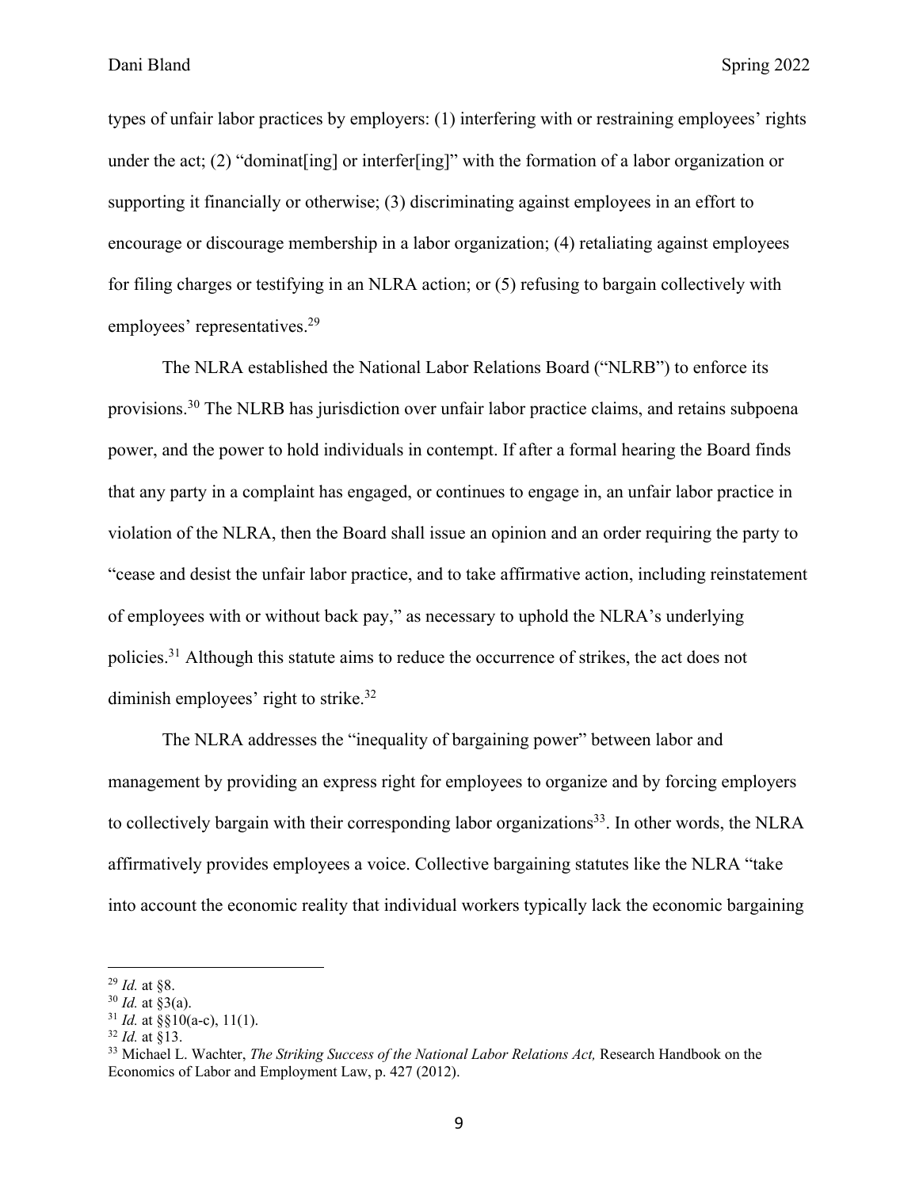types of unfair labor practices by employers: (1) interfering with or restraining employees' rights under the act; (2) "dominat[ing] or interfer[ing]" with the formation of a labor organization or supporting it financially or otherwise; (3) discriminating against employees in an effort to encourage or discourage membership in a labor organization; (4) retaliating against employees for filing charges or testifying in an NLRA action; or (5) refusing to bargain collectively with employees' representatives.[29]

The NLRA established the National Labor Relations Board ("NLRB") to enforce its provisions.[30] The NLRB has jurisdiction over unfair labor practice claims, and retains subpoena power, and the power to hold individuals in contempt. If after a formal hearing the Board finds that any party in a complaint has engaged, or continues to engage in, an unfair labor practice in violation of the NLRA, then the Board shall issue an opinion and an order requiring the party to "cease and desist the unfair labor practice, and to take affirmative action, including reinstatement of employees with or without back pay," as necessary to uphold the NLRA's underlying policies.[31] Although this statute aims to reduce the occurrence of strikes, the act does not diminish employees' right to strike.[32]

The NLRA addresses the "inequality of bargaining power" between labor and management by providing an express right for employees to organize and by forcing employers to collectively bargain with their corresponding labor organizations[33]. In other words, the NLRA affirmatively provides employees a voice. Collective bargaining statutes like the NLRA "take into account the economic reality that individual workers typically lack the economic bargaining

---

[29] *Id.* at §8.

[30] *Id.* at §3(a).

[31] *Id.* at §§10(a-c), 11(1).

[32] *Id.* at §13.

[33] Michael L. Wachter, *The Striking Success of the National Labor Relations Act,* Research Handbook on the Economics of Labor and Employment Law, p. 427 (2012).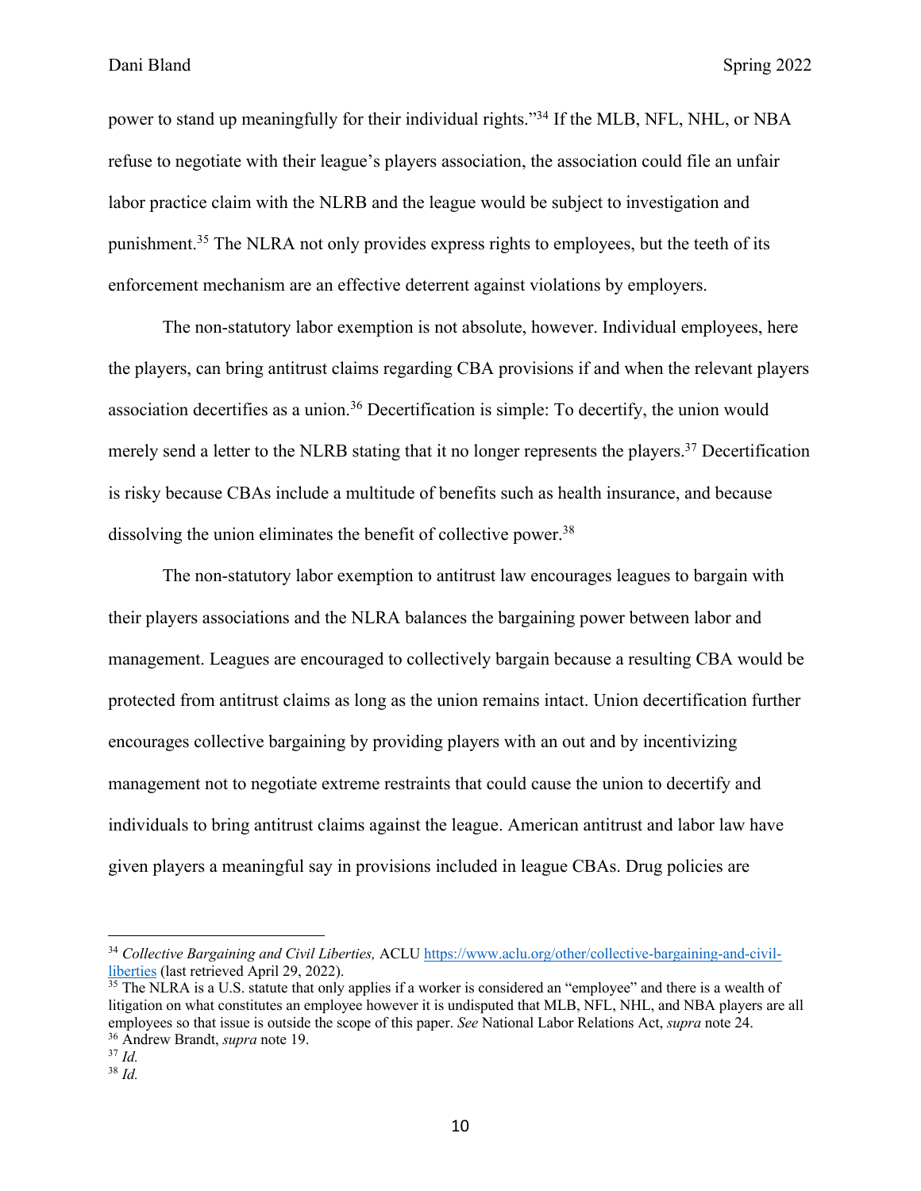power to stand up meaningfully for their individual rights."[34] If the MLB, NFL, NHL, or NBA refuse to negotiate with their league's players association, the association could file an unfair labor practice claim with the NLRB and the league would be subject to investigation and punishment.[35] The NLRA not only provides express rights to employees, but the teeth of its enforcement mechanism are an effective deterrent against violations by employers.

The non-statutory labor exemption is not absolute, however. Individual employees, here the players, can bring antitrust claims regarding CBA provisions if and when the relevant players association decertifies as a union.[36] Decertification is simple: To decertify, the union would merely send a letter to the NLRB stating that it no longer represents the players.[37] Decertification is risky because CBAs include a multitude of benefits such as health insurance, and because dissolving the union eliminates the benefit of collective power.[38]

The non-statutory labor exemption to antitrust law encourages leagues to bargain with their players associations and the NLRA balances the bargaining power between labor and management. Leagues are encouraged to collectively bargain because a resulting CBA would be protected from antitrust claims as long as the union remains intact. Union decertification further encourages collective bargaining by providing players with an out and by incentivizing management not to negotiate extreme restraints that could cause the union to decertify and individuals to bring antitrust claims against the league. American antitrust and labor law have given players a meaningful say in provisions included in league CBAs. Drug policies are

---

[34] *Collective Bargaining and Civil Liberties,* ACLU https://www.aclu.org/other/collective-bargaining-and-civil-liberties (last retrieved April 29, 2022).

[35] The NLRA is a U.S. statute that only applies if a worker is considered an "employee" and there is a wealth of litigation on what constitutes an employee however it is undisputed that MLB, NFL, NHL, and NBA players are all employees so that issue is outside the scope of this paper. *See* National Labor Relations Act, *supra* note 24.

[36] Andrew Brandt, *supra* note 19.

[37] *Id.*

[38] *Id.*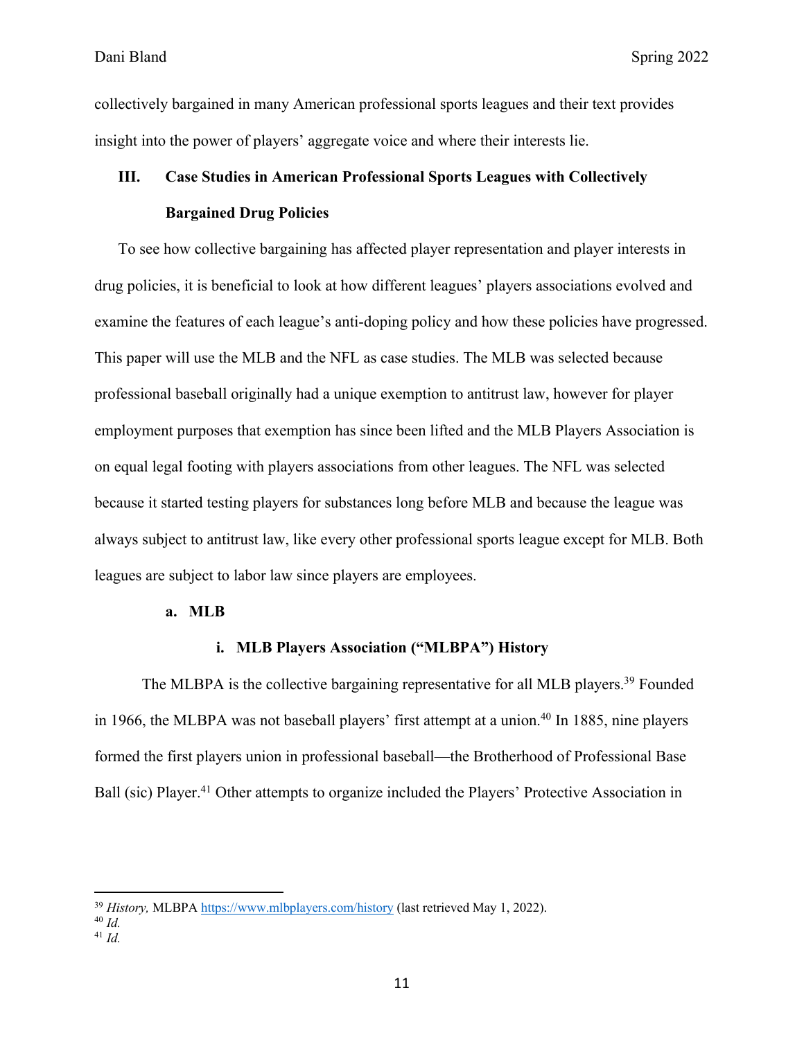collectively bargained in many American professional sports leagues and their text provides insight into the power of players' aggregate voice and where their interests lie.

## III. Case Studies in American Professional Sports Leagues with Collectively Bargained Drug Policies

To see how collective bargaining has affected player representation and player interests in drug policies, it is beneficial to look at how different leagues' players associations evolved and examine the features of each league's anti-doping policy and how these policies have progressed. This paper will use the MLB and the NFL as case studies. The MLB was selected because professional baseball originally had a unique exemption to antitrust law, however for player employment purposes that exemption has since been lifted and the MLB Players Association is on equal legal footing with players associations from other leagues. The NFL was selected because it started testing players for substances long before MLB and because the league was always subject to antitrust law, like every other professional sports league except for MLB. Both leagues are subject to labor law since players are employees.

### a. MLB

#### i. MLB Players Association ("MLBPA") History

The MLBPA is the collective bargaining representative for all MLB players.[39] Founded in 1966, the MLBPA was not baseball players' first attempt at a union.[40] In 1885, nine players formed the first players union in professional baseball—the Brotherhood of Professional Base Ball (sic) Player.[41] Other attempts to organize included the Players' Protective Association in

---

[39] *History,* MLBPA https://www.mlbplayers.com/history (last retrieved May 1, 2022).

[40] *Id.*

[41] *Id.*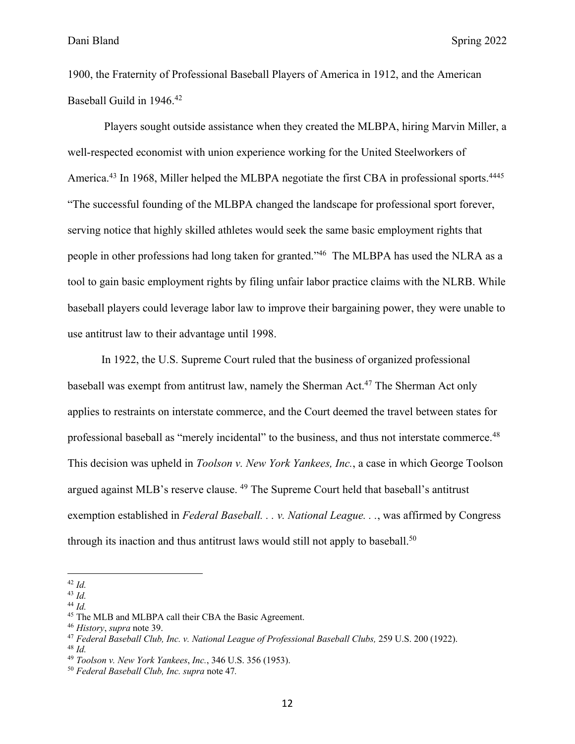1900, the Fraternity of Professional Baseball Players of America in 1912, and the American Baseball Guild in 1946.[42]

Players sought outside assistance when they created the MLBPA, hiring Marvin Miller, a well-respected economist with union experience working for the United Steelworkers of America.[43] In 1968, Miller helped the MLBPA negotiate the first CBA in professional sports.[44][45] "The successful founding of the MLBPA changed the landscape for professional sport forever, serving notice that highly skilled athletes would seek the same basic employment rights that people in other professions had long taken for granted."[46] The MLBPA has used the NLRA as a tool to gain basic employment rights by filing unfair labor practice claims with the NLRB. While baseball players could leverage labor law to improve their bargaining power, they were unable to use antitrust law to their advantage until 1998.

In 1922, the U.S. Supreme Court ruled that the business of organized professional baseball was exempt from antitrust law, namely the Sherman Act.[47] The Sherman Act only applies to restraints on interstate commerce, and the Court deemed the travel between states for professional baseball as "merely incidental" to the business, and thus not interstate commerce.[48] This decision was upheld in *Toolson v. New York Yankees, Inc.*, a case in which George Toolson argued against MLB's reserve clause. [49] The Supreme Court held that baseball's antitrust exemption established in *Federal Baseball. . . v. National League. . .*, was affirmed by Congress through its inaction and thus antitrust laws would still not apply to baseball.[50]

---

[42] *Id.*
[43] *Id.*
[44] *Id.*
[45] The MLB and MLBPA call their CBA the Basic Agreement.
[46] *History*, *supra* note 39.
[47] *Federal Baseball Club, Inc. v. National League of Professional Baseball Clubs,* 259 U.S. 200 (1922).
[48] *Id.*
[49] *Toolson v. New York Yankees*, *Inc.*, 346 U.S. 356 (1953).
[50] *Federal Baseball Club, Inc. supra* note 47.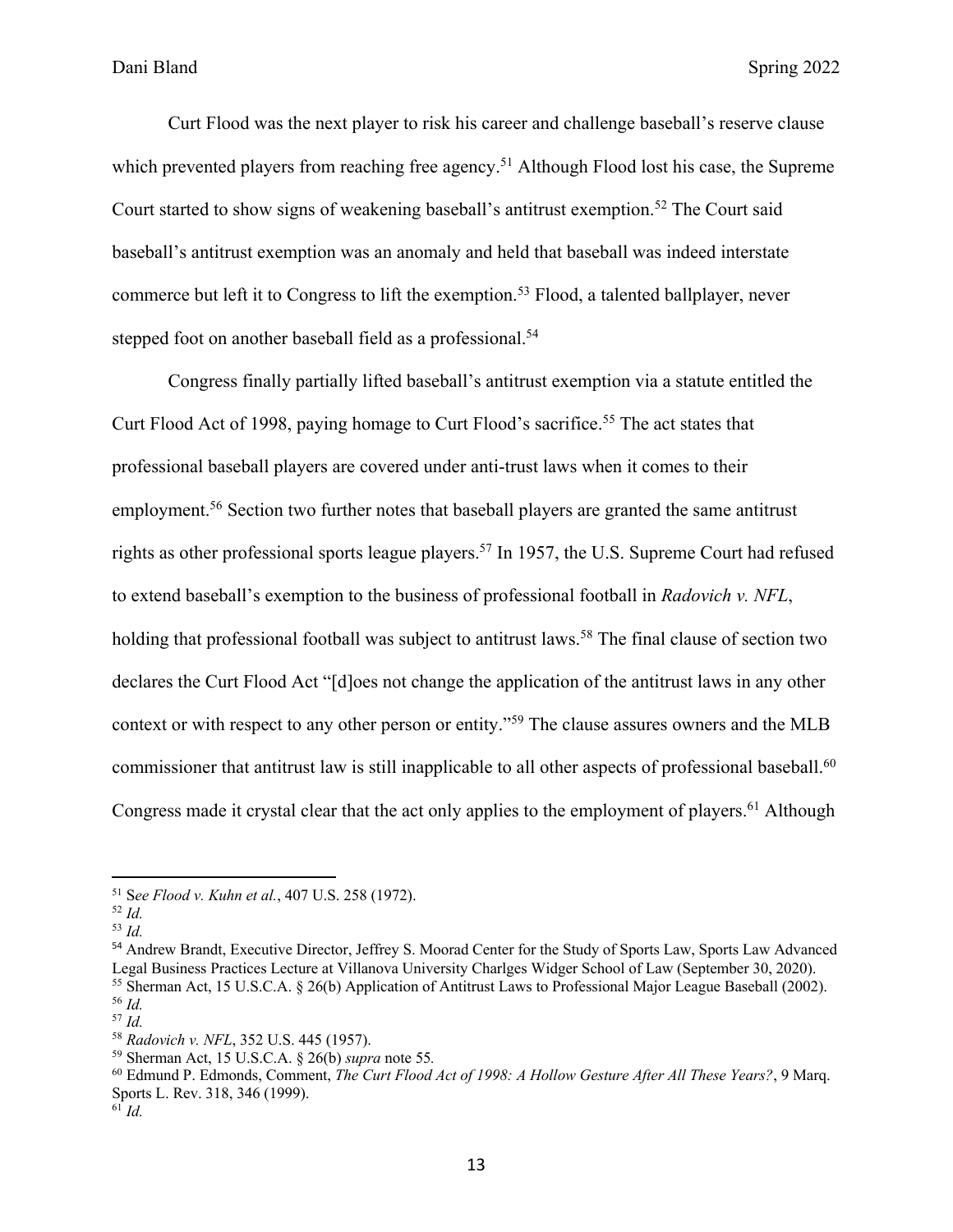Curt Flood was the next player to risk his career and challenge baseball's reserve clause which prevented players from reaching free agency.[51] Although Flood lost his case, the Supreme Court started to show signs of weakening baseball's antitrust exemption.[52] The Court said baseball's antitrust exemption was an anomaly and held that baseball was indeed interstate commerce but left it to Congress to lift the exemption.[53] Flood, a talented ballplayer, never stepped foot on another baseball field as a professional.[54]

Congress finally partially lifted baseball's antitrust exemption via a statute entitled the Curt Flood Act of 1998, paying homage to Curt Flood's sacrifice.[55] The act states that professional baseball players are covered under anti-trust laws when it comes to their employment.[56] Section two further notes that baseball players are granted the same antitrust rights as other professional sports league players.[57] In 1957, the U.S. Supreme Court had refused to extend baseball's exemption to the business of professional football in *Radovich v. NFL*, holding that professional football was subject to antitrust laws.[58] The final clause of section two declares the Curt Flood Act "[d]oes not change the application of the antitrust laws in any other context or with respect to any other person or entity."[59] The clause assures owners and the MLB commissioner that antitrust law is still inapplicable to all other aspects of professional baseball.[60] Congress made it crystal clear that the act only applies to the employment of players.[61] Although

---

[51] S*ee Flood v. Kuhn et al.*, 407 U.S. 258 (1972).
[52] *Id.*
[53] *Id.*
[54] Andrew Brandt, Executive Director, Jeffrey S. Moorad Center for the Study of Sports Law, Sports Law Advanced Legal Business Practices Lecture at Villanova University Charlges Widger School of Law (September 30, 2020).
[55] Sherman Act, 15 U.S.C.A. § 26(b) Application of Antitrust Laws to Professional Major League Baseball (2002).
[56] *Id.*
[57] *Id.*
[58] *Radovich v. NFL*, 352 U.S. 445 (1957).
[59] Sherman Act, 15 U.S.C.A. § 26(b) *supra* note 55*.*
[60] Edmund P. Edmonds, Comment, *The Curt Flood Act of 1998: A Hollow Gesture After All These Years?*, 9 Marq. Sports L. Rev. 318, 346 (1999).
[61] *Id.*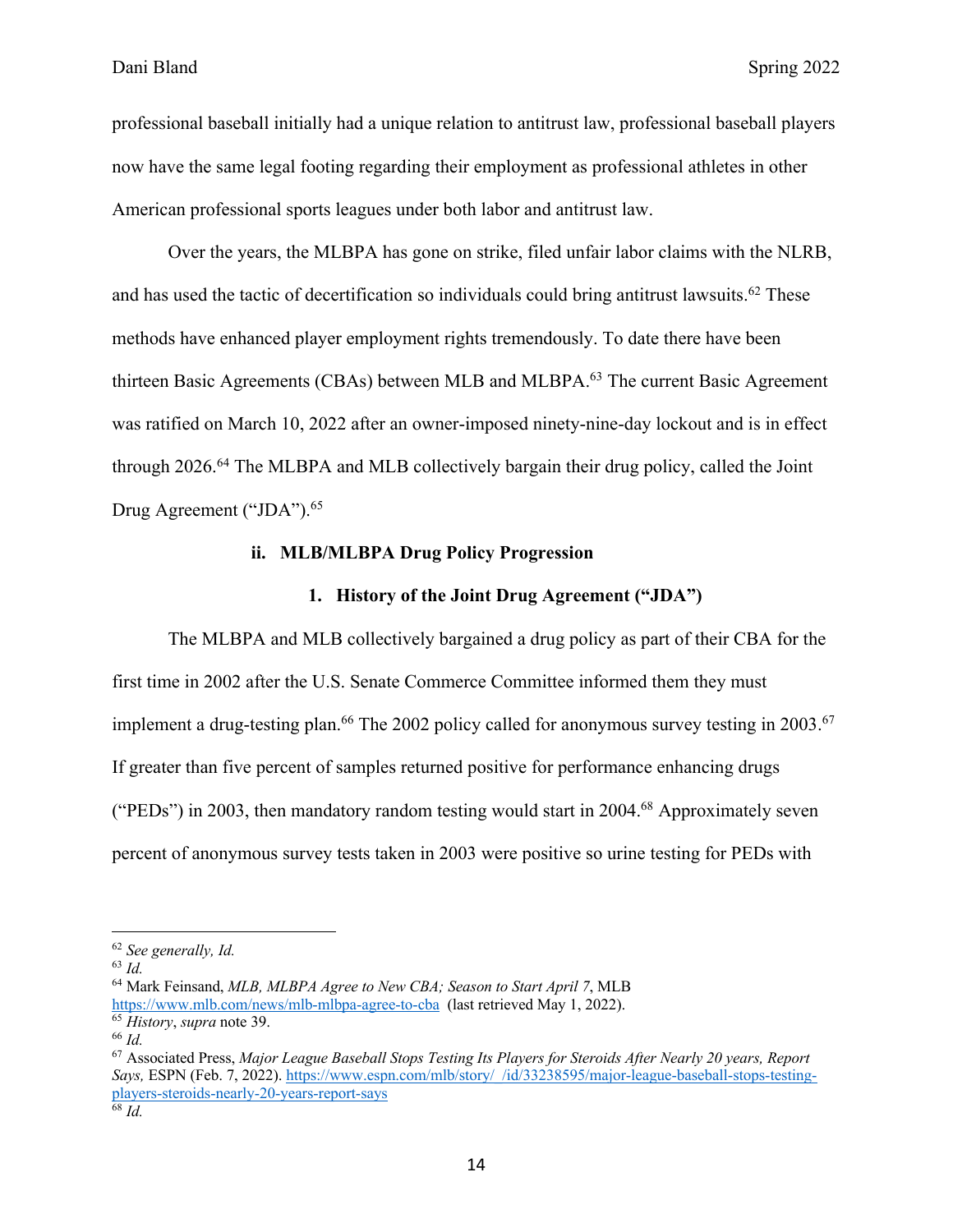professional baseball initially had a unique relation to antitrust law, professional baseball players now have the same legal footing regarding their employment as professional athletes in other American professional sports leagues under both labor and antitrust law.

Over the years, the MLBPA has gone on strike, filed unfair labor claims with the NLRB, and has used the tactic of decertification so individuals could bring antitrust lawsuits.[62] These methods have enhanced player employment rights tremendously. To date there have been thirteen Basic Agreements (CBAs) between MLB and MLBPA.[63] The current Basic Agreement was ratified on March 10, 2022 after an owner-imposed ninety-nine-day lockout and is in effect through 2026.[64] The MLBPA and MLB collectively bargain their drug policy, called the Joint Drug Agreement ("JDA").[65]

### ii. MLB/MLBPA Drug Policy Progression

#### 1. History of the Joint Drug Agreement ("JDA")

The MLBPA and MLB collectively bargained a drug policy as part of their CBA for the first time in 2002 after the U.S. Senate Commerce Committee informed them they must implement a drug-testing plan.[66] The 2002 policy called for anonymous survey testing in 2003.[67] If greater than five percent of samples returned positive for performance enhancing drugs ("PEDs") in 2003, then mandatory random testing would start in 2004.[68] Approximately seven percent of anonymous survey tests taken in 2003 were positive so urine testing for PEDs with

---

[62] *See generally, Id.*

[63] *Id.*

[64] Mark Feinsand, *MLB, MLBPA Agree to New CBA; Season to Start April 7*, MLB https://www.mlb.com/news/mlb-mlbpa-agree-to-cba (last retrieved May 1, 2022).

[65] *History*, *supra* note 39.

[66] *Id.*

[67] Associated Press, *Major League Baseball Stops Testing Its Players for Steroids After Nearly 20 years, Report Says,* ESPN (Feb. 7, 2022). https://www.espn.com/mlb/story/_/id/33238595/major-league-baseball-stops-testing-players-steroids-nearly-20-years-report-says

[68] *Id.*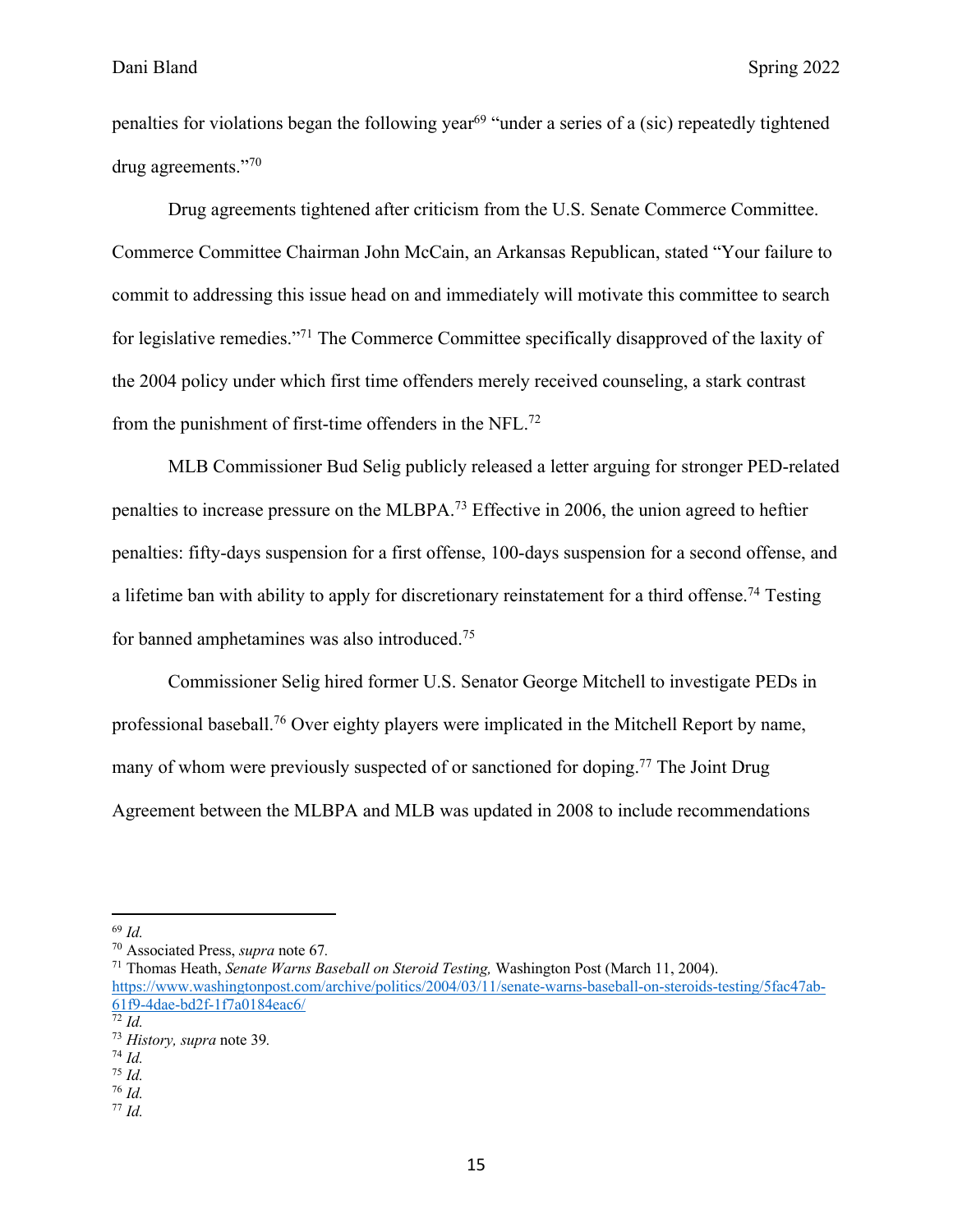penalties for violations began the following year[69] "under a series of a (sic) repeatedly tightened drug agreements."[70]

Drug agreements tightened after criticism from the U.S. Senate Commerce Committee. Commerce Committee Chairman John McCain, an Arkansas Republican, stated "Your failure to commit to addressing this issue head on and immediately will motivate this committee to search for legislative remedies."[71] The Commerce Committee specifically disapproved of the laxity of the 2004 policy under which first time offenders merely received counseling, a stark contrast from the punishment of first-time offenders in the NFL.[72]

MLB Commissioner Bud Selig publicly released a letter arguing for stronger PED-related penalties to increase pressure on the MLBPA.[73] Effective in 2006, the union agreed to heftier penalties: fifty-days suspension for a first offense, 100-days suspension for a second offense, and a lifetime ban with ability to apply for discretionary reinstatement for a third offense.[74] Testing for banned amphetamines was also introduced.[75]

Commissioner Selig hired former U.S. Senator George Mitchell to investigate PEDs in professional baseball.[76] Over eighty players were implicated in the Mitchell Report by name, many of whom were previously suspected of or sanctioned for doping.[77] The Joint Drug Agreement between the MLBPA and MLB was updated in 2008 to include recommendations

---

[69] *Id.*

[70] Associated Press, *supra* note 67.

[71] Thomas Heath, *Senate Warns Baseball on Steroid Testing,* Washington Post (March 11, 2004). https://www.washingtonpost.com/archive/politics/2004/03/11/senate-warns-baseball-on-steroids-testing/5fac47ab-61f9-4dae-bd2f-1f7a0184eac6/

[72] *Id.*

[73] *History, supra* note 39.

[74] *Id.*

[75] *Id.*

[76] *Id.*

[77] *Id.*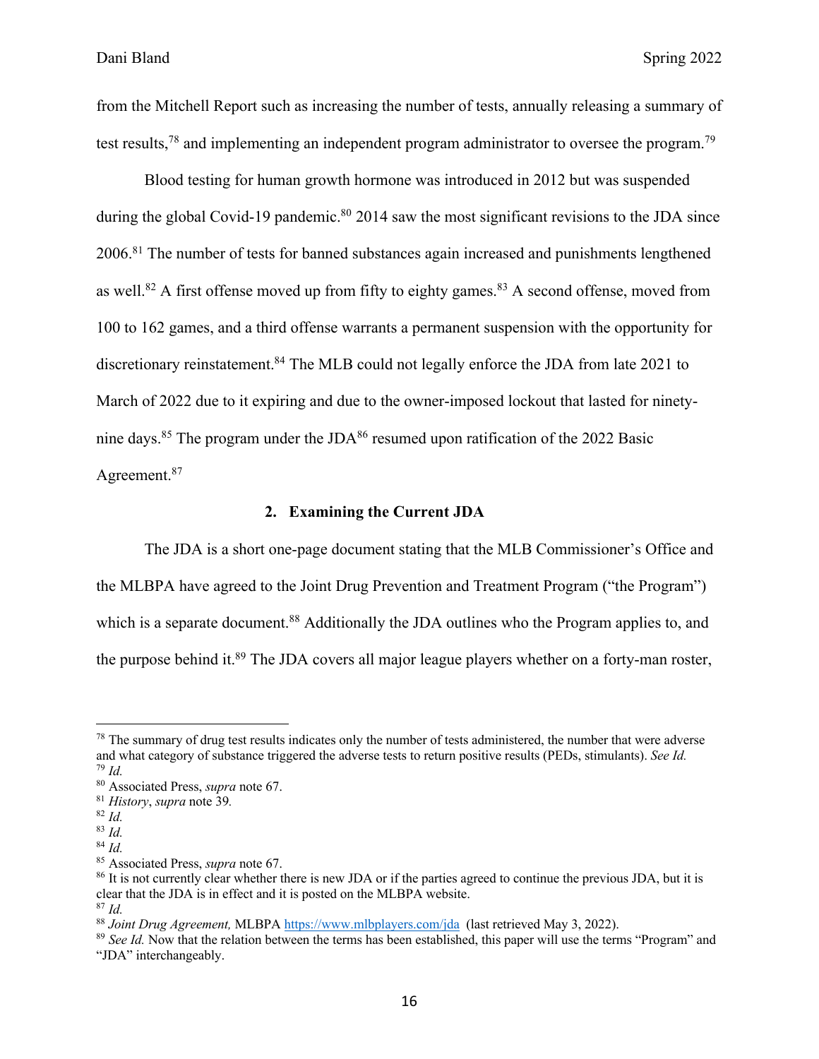from the Mitchell Report such as increasing the number of tests, annually releasing a summary of test results,[78] and implementing an independent program administrator to oversee the program.[79]

Blood testing for human growth hormone was introduced in 2012 but was suspended during the global Covid-19 pandemic.[80] 2014 saw the most significant revisions to the JDA since 2006.[81] The number of tests for banned substances again increased and punishments lengthened as well.[82] A first offense moved up from fifty to eighty games.[83] A second offense, moved from 100 to 162 games, and a third offense warrants a permanent suspension with the opportunity for discretionary reinstatement.[84] The MLB could not legally enforce the JDA from late 2021 to March of 2022 due to it expiring and due to the owner-imposed lockout that lasted for ninety-nine days.[85] The program under the JDA[86] resumed upon ratification of the 2022 Basic Agreement.[87]

### 2. Examining the Current JDA

The JDA is a short one-page document stating that the MLB Commissioner's Office and the MLBPA have agreed to the Joint Drug Prevention and Treatment Program ("the Program") which is a separate document.[88] Additionally the JDA outlines who the Program applies to, and the purpose behind it.[89] The JDA covers all major league players whether on a forty-man roster,

---

[78] The summary of drug test results indicates only the number of tests administered, the number that were adverse and what category of substance triggered the adverse tests to return positive results (PEDs, stimulants). *See Id.*
[79] *Id.*
[80] Associated Press, *supra* note 67.
[81] *History*, *supra* note 39.
[82] *Id.*
[83] *Id.*
[84] *Id.*
[85] Associated Press, *supra* note 67.
[86] It is not currently clear whether there is new JDA or if the parties agreed to continue the previous JDA, but it is clear that the JDA is in effect and it is posted on the MLBPA website.
[87] *Id.*
[88] *Joint Drug Agreement,* MLBPA https://www.mlbplayers.com/jda (last retrieved May 3, 2022).
[89] *See Id.* Now that the relation between the terms has been established, this paper will use the terms "Program" and "JDA" interchangeably.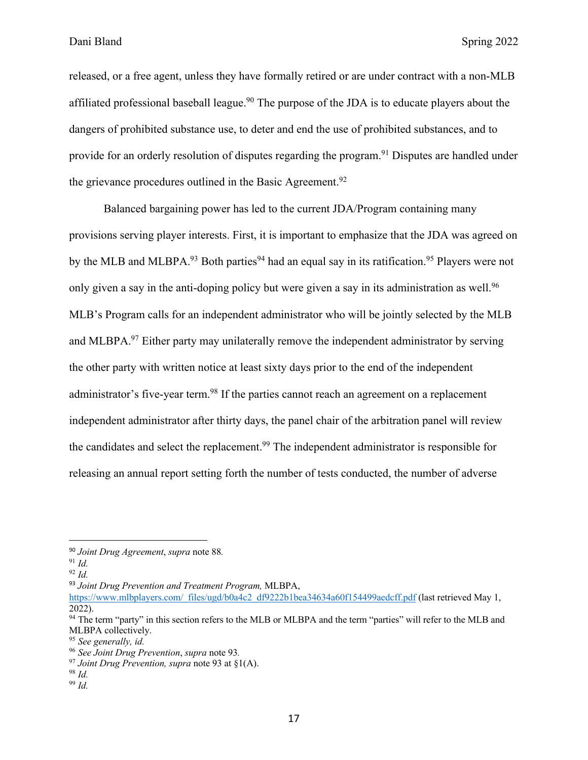released, or a free agent, unless they have formally retired or are under contract with a non-MLB affiliated professional baseball league.[90] The purpose of the JDA is to educate players about the dangers of prohibited substance use, to deter and end the use of prohibited substances, and to provide for an orderly resolution of disputes regarding the program.[91] Disputes are handled under the grievance procedures outlined in the Basic Agreement.[92]

Balanced bargaining power has led to the current JDA/Program containing many provisions serving player interests. First, it is important to emphasize that the JDA was agreed on by the MLB and MLBPA.[93] Both parties[94] had an equal say in its ratification.[95] Players were not only given a say in the anti-doping policy but were given a say in its administration as well.[96] MLB's Program calls for an independent administrator who will be jointly selected by the MLB and MLBPA.[97] Either party may unilaterally remove the independent administrator by serving the other party with written notice at least sixty days prior to the end of the independent administrator's five-year term.[98] If the parties cannot reach an agreement on a replacement independent administrator after thirty days, the panel chair of the arbitration panel will review the candidates and select the replacement.[99] The independent administrator is responsible for releasing an annual report setting forth the number of tests conducted, the number of adverse

---

[90] *Joint Drug Agreement*, *supra* note 88.
[91] *Id.*
[92] *Id.*
[93] *Joint Drug Prevention and Treatment Program,* MLBPA, https://www.mlbplayers.com/_files/ugd/b0a4c2_df9222b1bea34634a60f154499aedcff.pdf (last retrieved May 1, 2022).
[94] The term "party" in this section refers to the MLB or MLBPA and the term "parties" will refer to the MLB and MLBPA collectively.
[95] *See generally, id.*
[96] *See Joint Drug Prevention*, *supra* note 93.
[97] *Joint Drug Prevention, supra* note 93 at §1(A).
[98] *Id.*
[99] *Id.*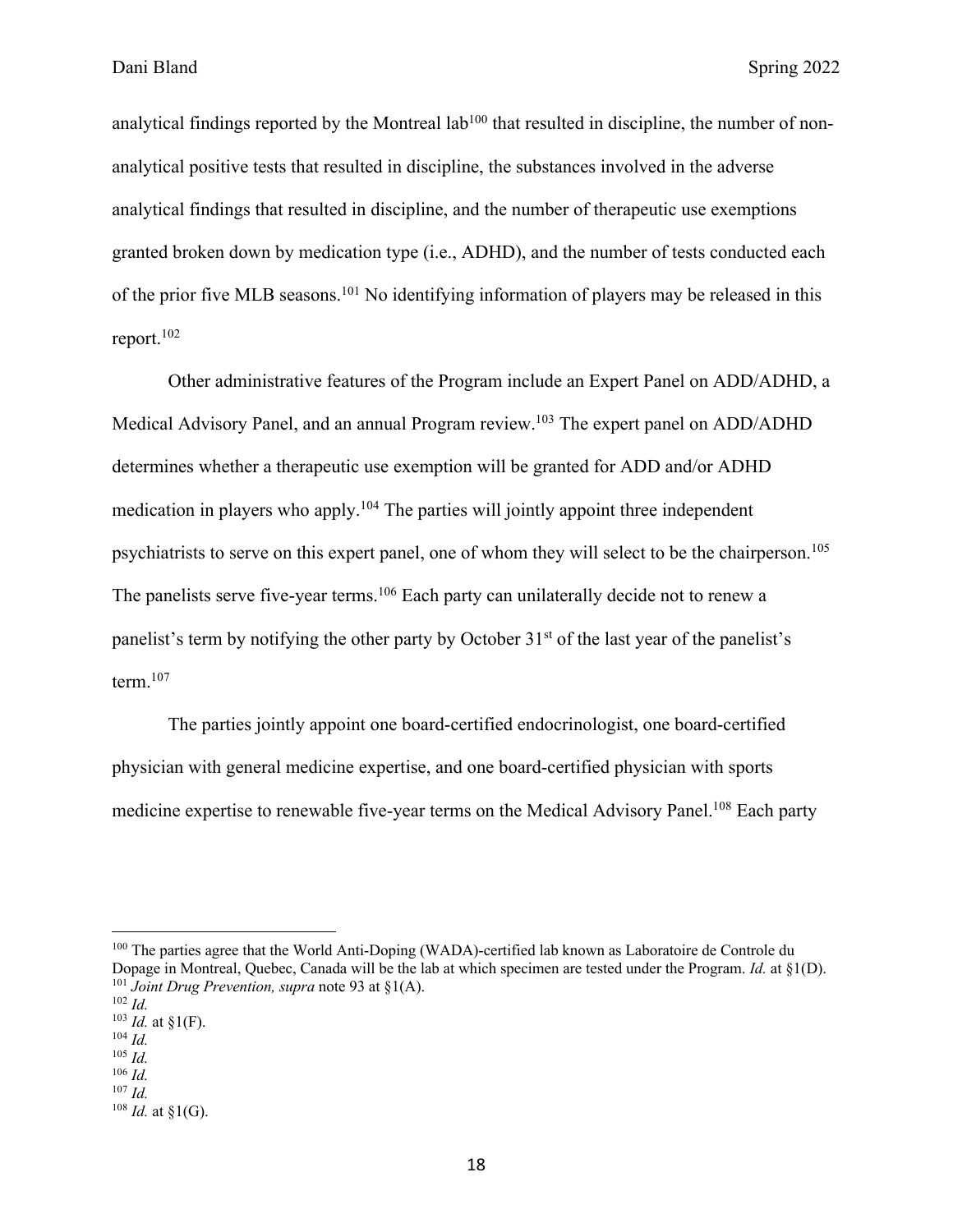analytical findings reported by the Montreal lab[100] that resulted in discipline, the number of non-analytical positive tests that resulted in discipline, the substances involved in the adverse analytical findings that resulted in discipline, and the number of therapeutic use exemptions granted broken down by medication type (i.e., ADHD), and the number of tests conducted each of the prior five MLB seasons.[101] No identifying information of players may be released in this report.[102]

Other administrative features of the Program include an Expert Panel on ADD/ADHD, a Medical Advisory Panel, and an annual Program review.[103] The expert panel on ADD/ADHD determines whether a therapeutic use exemption will be granted for ADD and/or ADHD medication in players who apply.[104] The parties will jointly appoint three independent psychiatrists to serve on this expert panel, one of whom they will select to be the chairperson.[105] The panelists serve five-year terms.[106] Each party can unilaterally decide not to renew a panelist's term by notifying the other party by October 31st of the last year of the panelist's term.[107]

The parties jointly appoint one board-certified endocrinologist, one board-certified physician with general medicine expertise, and one board-certified physician with sports medicine expertise to renewable five-year terms on the Medical Advisory Panel.[108] Each party

---

[100] The parties agree that the World Anti-Doping (WADA)-certified lab known as Laboratoire de Controle du Dopage in Montreal, Quebec, Canada will be the lab at which specimen are tested under the Program. *Id.* at §1(D).

[101] *Joint Drug Prevention, supra* note 93 at §1(A).

[102] *Id.*

[103] *Id.* at §1(F).

[104] *Id.*

[105] *Id.*

[106] *Id.*

[107] *Id.*

[108] *Id.* at §1(G).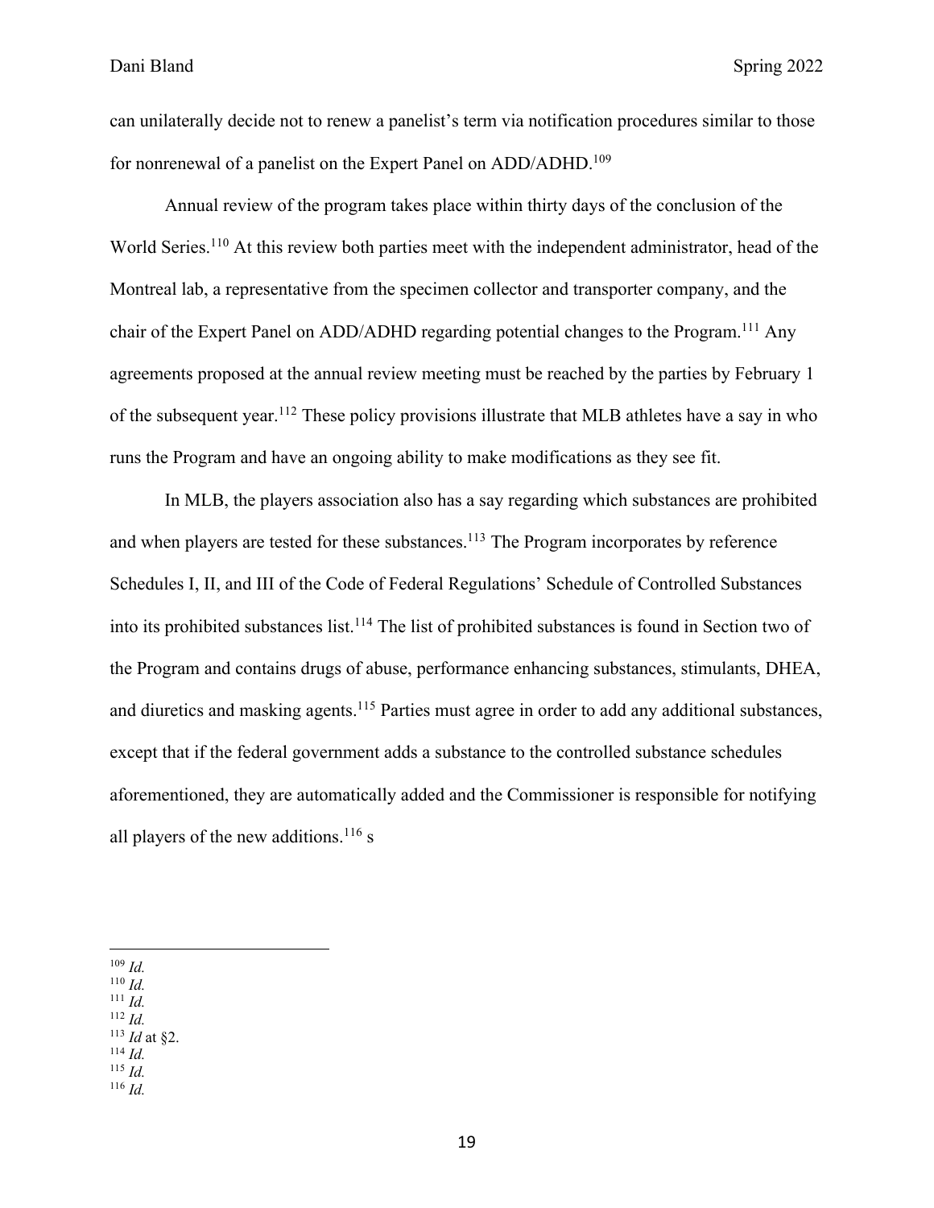can unilaterally decide not to renew a panelist's term via notification procedures similar to those for nonrenewal of a panelist on the Expert Panel on ADD/ADHD.[109]

Annual review of the program takes place within thirty days of the conclusion of the World Series.[110] At this review both parties meet with the independent administrator, head of the Montreal lab, a representative from the specimen collector and transporter company, and the chair of the Expert Panel on ADD/ADHD regarding potential changes to the Program.[111] Any agreements proposed at the annual review meeting must be reached by the parties by February 1 of the subsequent year.[112] These policy provisions illustrate that MLB athletes have a say in who runs the Program and have an ongoing ability to make modifications as they see fit.

In MLB, the players association also has a say regarding which substances are prohibited and when players are tested for these substances.[113] The Program incorporates by reference Schedules I, II, and III of the Code of Federal Regulations' Schedule of Controlled Substances into its prohibited substances list.[114] The list of prohibited substances is found in Section two of the Program and contains drugs of abuse, performance enhancing substances, stimulants, DHEA, and diuretics and masking agents.[115] Parties must agree in order to add any additional substances, except that if the federal government adds a substance to the controlled substance schedules aforementioned, they are automatically added and the Commissioner is responsible for notifying all players of the new additions.[116] s

---

[109] *Id.*
[110] *Id.*
[111] *Id.*
[112] *Id.*
[113] *Id* at §2.
[114] *Id.*
[115] *Id.*
[116] *Id.*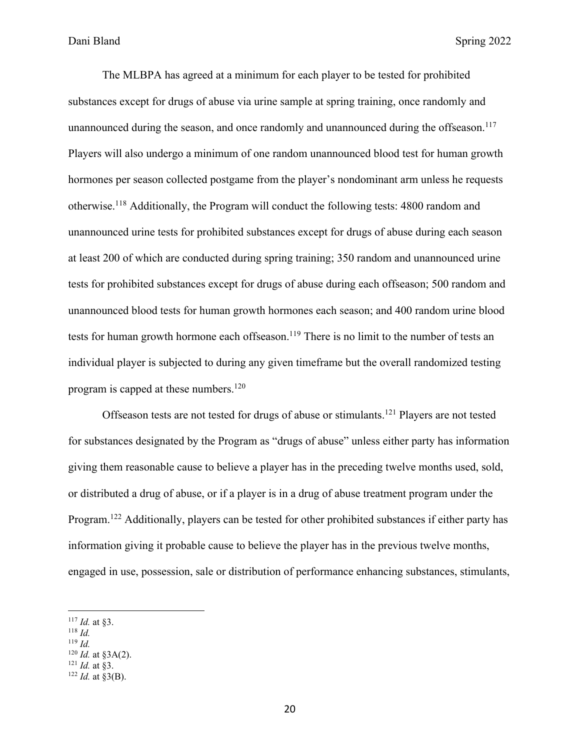The MLBPA has agreed at a minimum for each player to be tested for prohibited substances except for drugs of abuse via urine sample at spring training, once randomly and unannounced during the season, and once randomly and unannounced during the offseason.[117] Players will also undergo a minimum of one random unannounced blood test for human growth hormones per season collected postgame from the player's nondominant arm unless he requests otherwise.[118] Additionally, the Program will conduct the following tests: 4800 random and unannounced urine tests for prohibited substances except for drugs of abuse during each season at least 200 of which are conducted during spring training; 350 random and unannounced urine tests for prohibited substances except for drugs of abuse during each offseason; 500 random and unannounced blood tests for human growth hormones each season; and 400 random urine blood tests for human growth hormone each offseason.[119] There is no limit to the number of tests an individual player is subjected to during any given timeframe but the overall randomized testing program is capped at these numbers.[120]

Offseason tests are not tested for drugs of abuse or stimulants.[121] Players are not tested for substances designated by the Program as "drugs of abuse" unless either party has information giving them reasonable cause to believe a player has in the preceding twelve months used, sold, or distributed a drug of abuse, or if a player is in a drug of abuse treatment program under the Program.[122] Additionally, players can be tested for other prohibited substances if either party has information giving it probable cause to believe the player has in the previous twelve months, engaged in use, possession, sale or distribution of performance enhancing substances, stimulants,

---

[117] *Id.* at §3.
[118] *Id.*
[119] *Id.*
[120] *Id.* at §3A(2).
[121] *Id.* at §3.
[122] *Id.* at §3(B).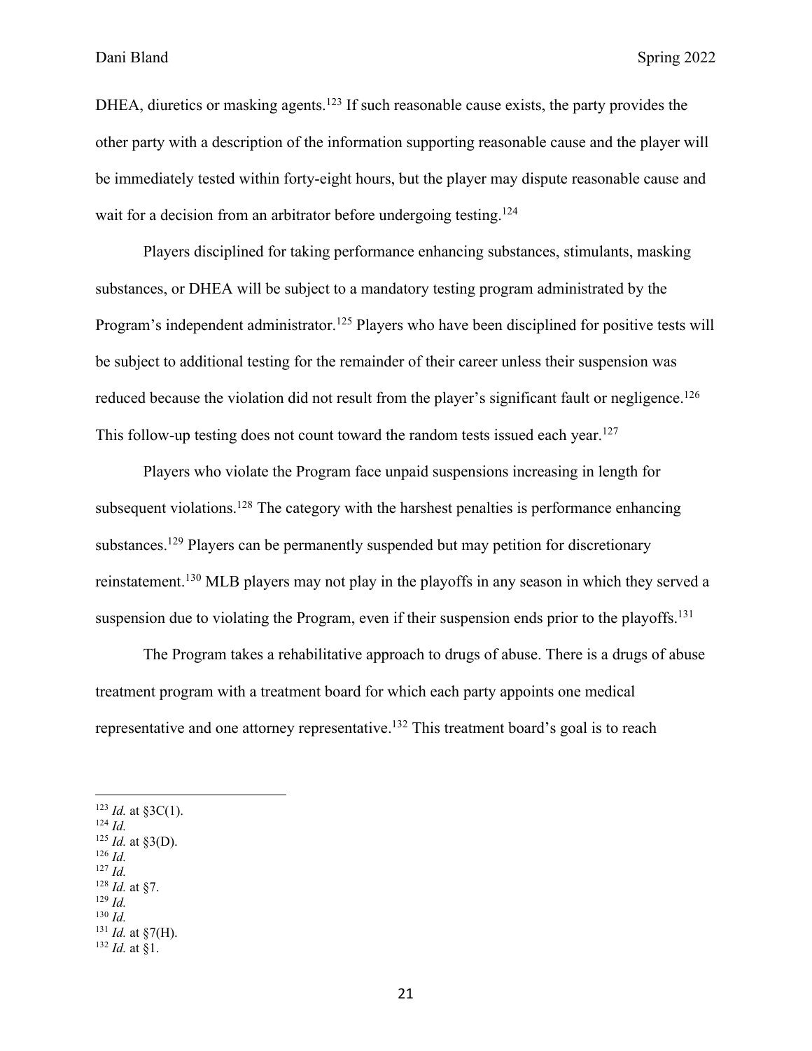DHEA, diuretics or masking agents.[123] If such reasonable cause exists, the party provides the other party with a description of the information supporting reasonable cause and the player will be immediately tested within forty-eight hours, but the player may dispute reasonable cause and wait for a decision from an arbitrator before undergoing testing.[124]

Players disciplined for taking performance enhancing substances, stimulants, masking substances, or DHEA will be subject to a mandatory testing program administrated by the Program's independent administrator.[125] Players who have been disciplined for positive tests will be subject to additional testing for the remainder of their career unless their suspension was reduced because the violation did not result from the player's significant fault or negligence.[126] This follow-up testing does not count toward the random tests issued each year.[127]

Players who violate the Program face unpaid suspensions increasing in length for subsequent violations.[128] The category with the harshest penalties is performance enhancing substances.[129] Players can be permanently suspended but may petition for discretionary reinstatement.[130] MLB players may not play in the playoffs in any season in which they served a suspension due to violating the Program, even if their suspension ends prior to the playoffs.[131]

The Program takes a rehabilitative approach to drugs of abuse. There is a drugs of abuse treatment program with a treatment board for which each party appoints one medical representative and one attorney representative.[132] This treatment board's goal is to reach

---

[123] *Id.* at §3C(1).
[124] *Id.*
[125] *Id.* at §3(D).
[126] *Id.*
[127] *Id.*
[128] *Id.* at §7.
[129] *Id.*
[130] *Id.*
[131] *Id.* at §7(H).
[132] *Id.* at §1.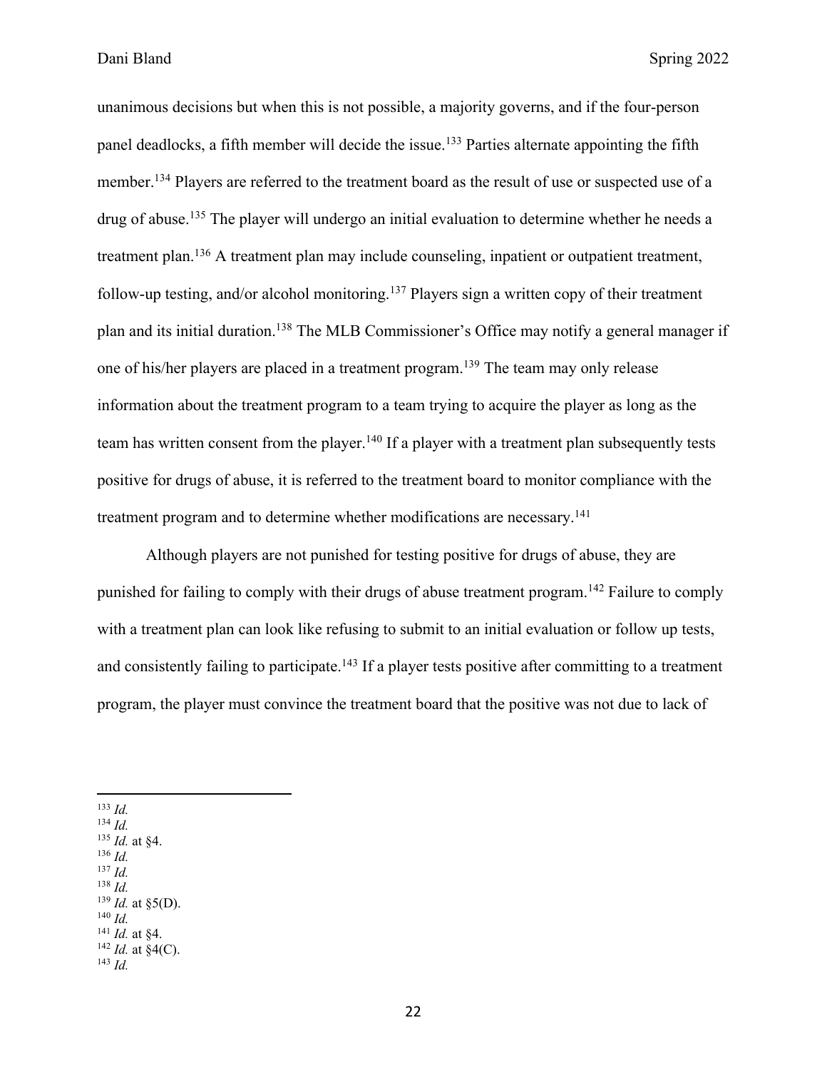unanimous decisions but when this is not possible, a majority governs, and if the four-person panel deadlocks, a fifth member will decide the issue.[133] Parties alternate appointing the fifth member.[134] Players are referred to the treatment board as the result of use or suspected use of a drug of abuse.[135] The player will undergo an initial evaluation to determine whether he needs a treatment plan.[136] A treatment plan may include counseling, inpatient or outpatient treatment, follow-up testing, and/or alcohol monitoring.[137] Players sign a written copy of their treatment plan and its initial duration.[138] The MLB Commissioner's Office may notify a general manager if one of his/her players are placed in a treatment program.[139] The team may only release information about the treatment program to a team trying to acquire the player as long as the team has written consent from the player.[140] If a player with a treatment plan subsequently tests positive for drugs of abuse, it is referred to the treatment board to monitor compliance with the treatment program and to determine whether modifications are necessary.[141]

Although players are not punished for testing positive for drugs of abuse, they are punished for failing to comply with their drugs of abuse treatment program.[142] Failure to comply with a treatment plan can look like refusing to submit to an initial evaluation or follow up tests, and consistently failing to participate.[143] If a player tests positive after committing to a treatment program, the player must convince the treatment board that the positive was not due to lack of

---

[133] *Id.*
[134] *Id.*
[135] *Id.* at §4.
[136] *Id.*
[137] *Id.*
[138] *Id.*
[139] *Id.* at §5(D).
[140] *Id.*
[141] *Id.* at §4.
[142] *Id.* at §4(C).
[143] *Id.*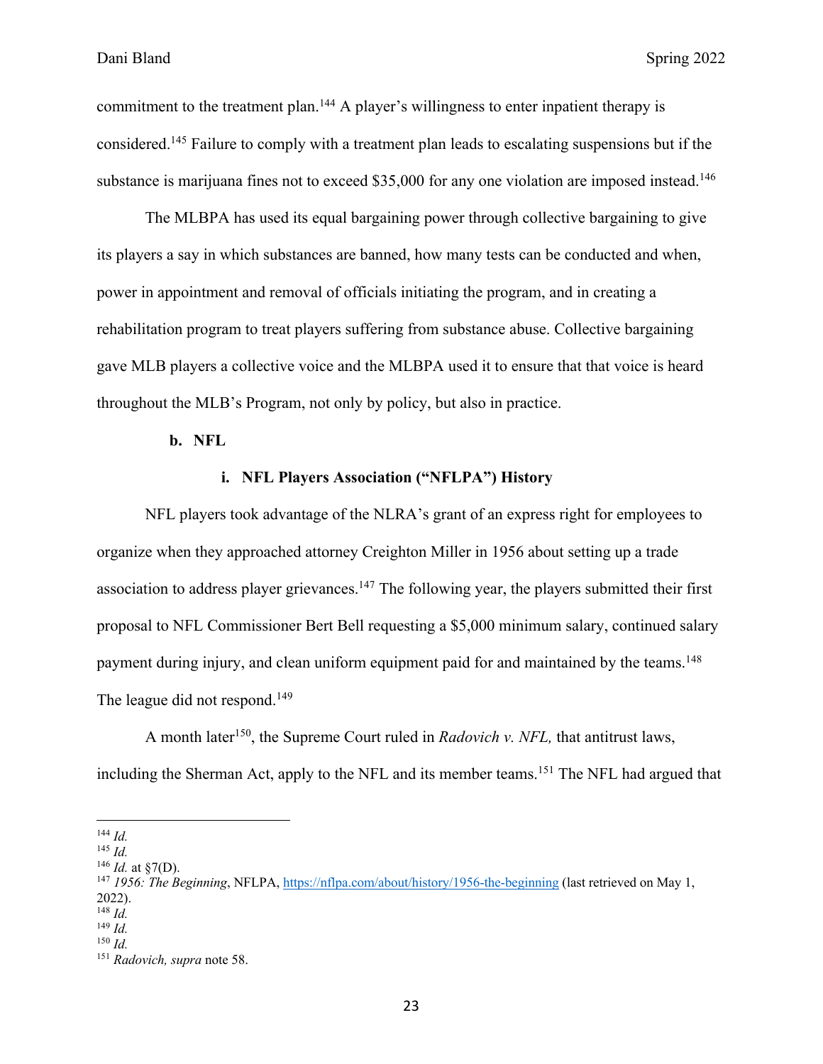commitment to the treatment plan.[144] A player's willingness to enter inpatient therapy is considered.[145] Failure to comply with a treatment plan leads to escalating suspensions but if the substance is marijuana fines not to exceed $35,000 for any one violation are imposed instead.[146]

The MLBPA has used its equal bargaining power through collective bargaining to give its players a say in which substances are banned, how many tests can be conducted and when, power in appointment and removal of officials initiating the program, and in creating a rehabilitation program to treat players suffering from substance abuse. Collective bargaining gave MLB players a collective voice and the MLBPA used it to ensure that that voice is heard throughout the MLB's Program, not only by policy, but also in practice.

#### b. NFL

##### i. NFL Players Association ("NFLPA") History

NFL players took advantage of the NLRA's grant of an express right for employees to organize when they approached attorney Creighton Miller in 1956 about setting up a trade association to address player grievances.[147] The following year, the players submitted their first proposal to NFL Commissioner Bert Bell requesting a $5,000 minimum salary, continued salary payment during injury, and clean uniform equipment paid for and maintained by the teams.[148] The league did not respond.[149]

A month later[150], the Supreme Court ruled in *Radovich v. NFL,* that antitrust laws, including the Sherman Act, apply to the NFL and its member teams.[151] The NFL had argued that

---

[144] *Id.*
[145] *Id.*
[146] *Id.* at §7(D).
[147] *1956: The Beginning*, NFLPA, https://nflpa.com/about/history/1956-the-beginning (last retrieved on May 1, 2022).
[148] *Id.*
[149] *Id.*
[150] *Id.*
[151] *Radovich, supra* note 58.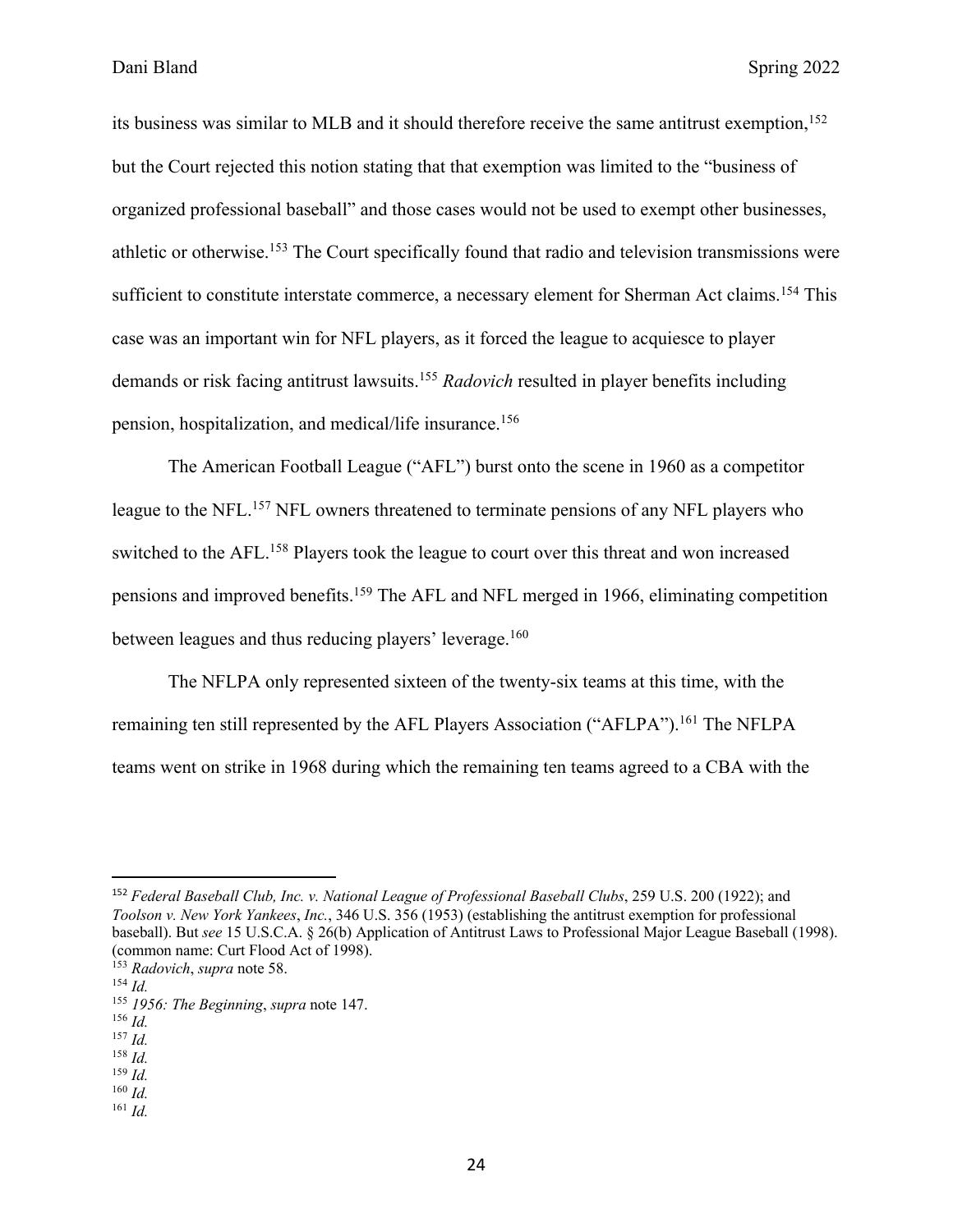its business was similar to MLB and it should therefore receive the same antitrust exemption,[152] but the Court rejected this notion stating that that exemption was limited to the "business of organized professional baseball" and those cases would not be used to exempt other businesses, athletic or otherwise.[153] The Court specifically found that radio and television transmissions were sufficient to constitute interstate commerce, a necessary element for Sherman Act claims.[154] This case was an important win for NFL players, as it forced the league to acquiesce to player demands or risk facing antitrust lawsuits.[155] *Radovich* resulted in player benefits including pension, hospitalization, and medical/life insurance.[156]

The American Football League ("AFL") burst onto the scene in 1960 as a competitor league to the NFL.[157] NFL owners threatened to terminate pensions of any NFL players who switched to the AFL.[158] Players took the league to court over this threat and won increased pensions and improved benefits.[159] The AFL and NFL merged in 1966, eliminating competition between leagues and thus reducing players' leverage.[160]

The NFLPA only represented sixteen of the twenty-six teams at this time, with the remaining ten still represented by the AFL Players Association ("AFLPA").[161] The NFLPA teams went on strike in 1968 during which the remaining ten teams agreed to a CBA with the

---

[152] *Federal Baseball Club, Inc. v. National League of Professional Baseball Clubs*, 259 U.S. 200 (1922); and *Toolson v. New York Yankees*, *Inc.*, 346 U.S. 356 (1953) (establishing the antitrust exemption for professional baseball). But *see* 15 U.S.C.A. § 26(b) Application of Antitrust Laws to Professional Major League Baseball (1998). (common name: Curt Flood Act of 1998).
[153] *Radovich*, *supra* note 58.
[154] *Id.*
[155] *1956: The Beginning*, *supra* note 147.
[156] *Id.*
[157] *Id.*
[158] *Id.*
[159] *Id.*
[160] *Id.*
[161] *Id.*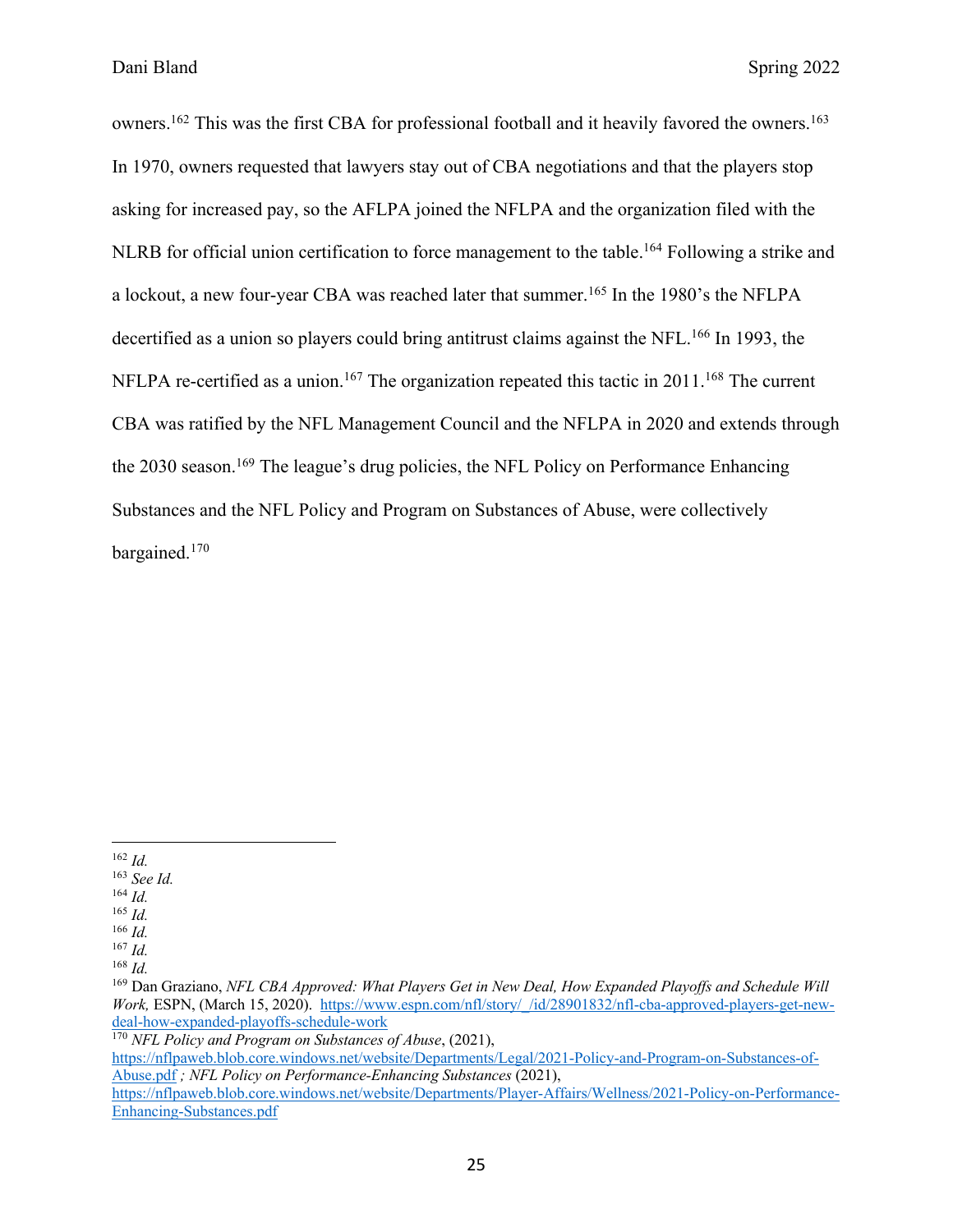owners.[162] This was the first CBA for professional football and it heavily favored the owners.[163] In 1970, owners requested that lawyers stay out of CBA negotiations and that the players stop asking for increased pay, so the AFLPA joined the NFLPA and the organization filed with the NLRB for official union certification to force management to the table.[164] Following a strike and a lockout, a new four-year CBA was reached later that summer.[165] In the 1980's the NFLPA decertified as a union so players could bring antitrust claims against the NFL.[166] In 1993, the NFLPA re-certified as a union.[167] The organization repeated this tactic in 2011.[168] The current CBA was ratified by the NFL Management Council and the NFLPA in 2020 and extends through the 2030 season.[169] The league's drug policies, the NFL Policy on Performance Enhancing Substances and the NFL Policy and Program on Substances of Abuse, were collectively bargained.[170]

---

[162] *Id.*

[163] *See Id.*

[164] *Id.*

[165] *Id.*

[166] *Id.*

[167] *Id.*

[168] *Id.*

[169] Dan Graziano, *NFL CBA Approved: What Players Get in New Deal, How Expanded Playoffs and Schedule Will Work,* ESPN, (March 15, 2020). https://www.espn.com/nfl/story/_/id/28901832/nfl-cba-approved-players-get-new-deal-how-expanded-playoffs-schedule-work

[170] *NFL Policy and Program on Substances of Abuse*, (2021), https://nflpaweb.blob.core.windows.net/website/Departments/Legal/2021-Policy-and-Program-on-Substances-of-Abuse.pdf *; NFL Policy on Performance-Enhancing Substances* (2021), https://nflpaweb.blob.core.windows.net/website/Departments/Player-Affairs/Wellness/2021-Policy-on-Performance-Enhancing-Substances.pdf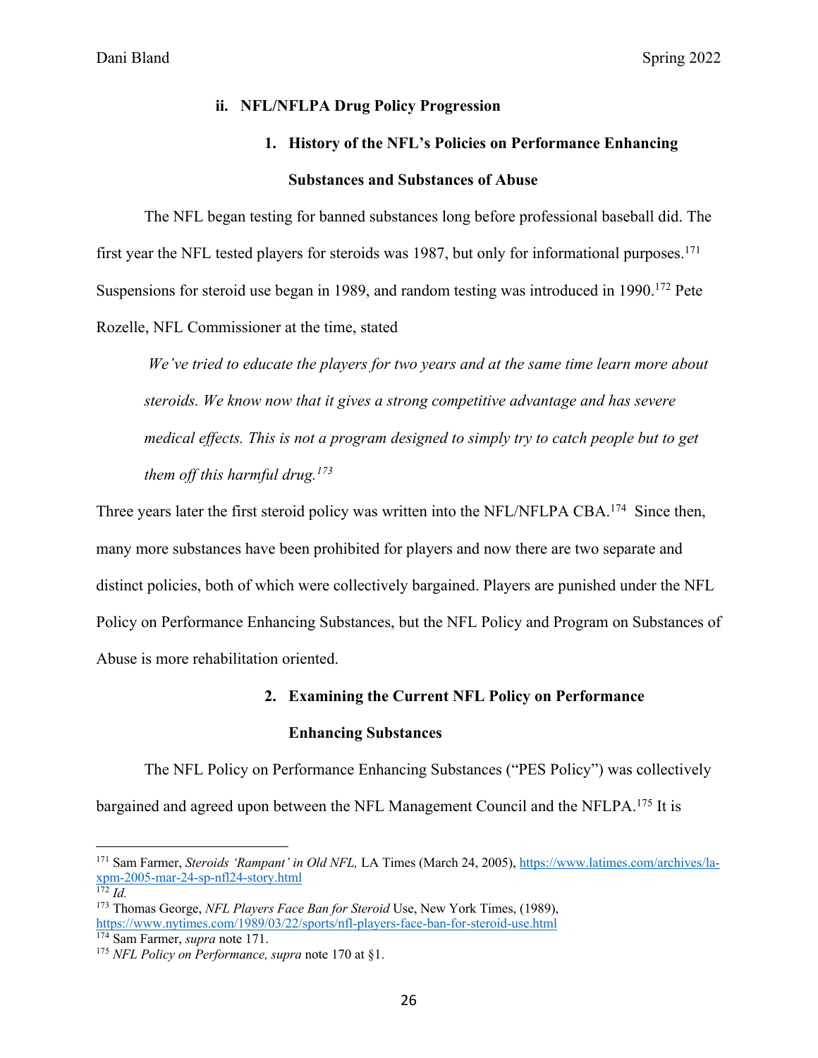### ii. NFL/NFLPA Drug Policy Progression

#### 1. History of the NFL's Policies on Performance Enhancing Substances and Substances of Abuse

The NFL began testing for banned substances long before professional baseball did. The first year the NFL tested players for steroids was 1987, but only for informational purposes.[171] Suspensions for steroid use began in 1989, and random testing was introduced in 1990.[172] Pete Rozelle, NFL Commissioner at the time, stated

> *We've tried to educate the players for two years and at the same time learn more about steroids. We know now that it gives a strong competitive advantage and has severe medical effects. This is not a program designed to simply try to catch people but to get them off this harmful drug.*[173]

Three years later the first steroid policy was written into the NFL/NFLPA CBA.[174] Since then, many more substances have been prohibited for players and now there are two separate and distinct policies, both of which were collectively bargained. Players are punished under the NFL Policy on Performance Enhancing Substances, but the NFL Policy and Program on Substances of Abuse is more rehabilitation oriented.

#### 2. Examining the Current NFL Policy on Performance Enhancing Substances

The NFL Policy on Performance Enhancing Substances ("PES Policy") was collectively bargained and agreed upon between the NFL Management Council and the NFLPA.[175] It is

---

[171] Sam Farmer, *Steroids 'Rampant' in Old NFL,* LA Times (March 24, 2005), https://www.latimes.com/archives/la-xpm-2005-mar-24-sp-nfl24-story.html

[172] *Id.*

[173] Thomas George, *NFL Players Face Ban for Steroid* Use, New York Times, (1989), https://www.nytimes.com/1989/03/22/sports/nfl-players-face-ban-for-steroid-use.html

[174] Sam Farmer, *supra* note 171.

[175] *NFL Policy on Performance, supra* note 170 at §1.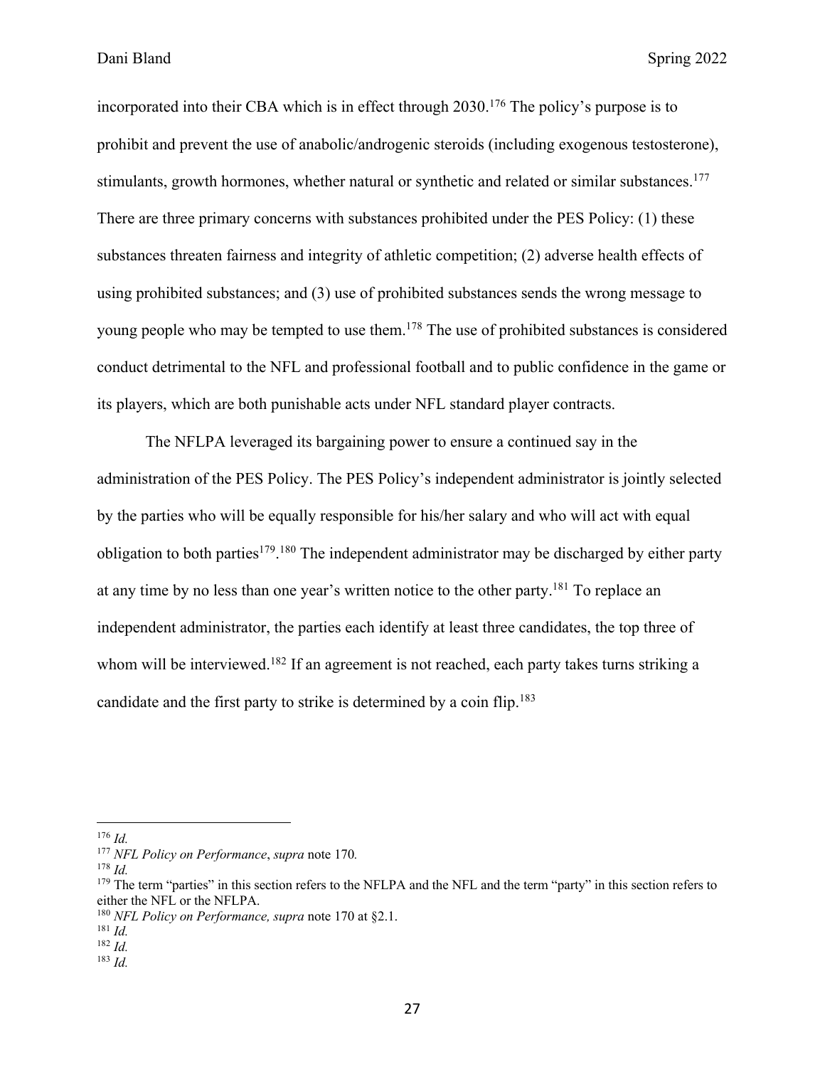incorporated into their CBA which is in effect through 2030.[176] The policy's purpose is to prohibit and prevent the use of anabolic/androgenic steroids (including exogenous testosterone), stimulants, growth hormones, whether natural or synthetic and related or similar substances.[177] There are three primary concerns with substances prohibited under the PES Policy: (1) these substances threaten fairness and integrity of athletic competition; (2) adverse health effects of using prohibited substances; and (3) use of prohibited substances sends the wrong message to young people who may be tempted to use them.[178] The use of prohibited substances is considered conduct detrimental to the NFL and professional football and to public confidence in the game or its players, which are both punishable acts under NFL standard player contracts.

The NFLPA leveraged its bargaining power to ensure a continued say in the administration of the PES Policy. The PES Policy's independent administrator is jointly selected by the parties who will be equally responsible for his/her salary and who will act with equal obligation to both parties[179].[180] The independent administrator may be discharged by either party at any time by no less than one year's written notice to the other party.[181] To replace an independent administrator, the parties each identify at least three candidates, the top three of whom will be interviewed.[182] If an agreement is not reached, each party takes turns striking a candidate and the first party to strike is determined by a coin flip.[183]

---

[176] *Id.*

[177] *NFL Policy on Performance*, *supra* note 170.

[178] *Id.*

[179] The term "parties" in this section refers to the NFLPA and the NFL and the term "party" in this section refers to either the NFL or the NFLPA.

[180] *NFL Policy on Performance, supra* note 170 at §2.1.

[181] *Id.*

[182] *Id.*

[183] *Id.*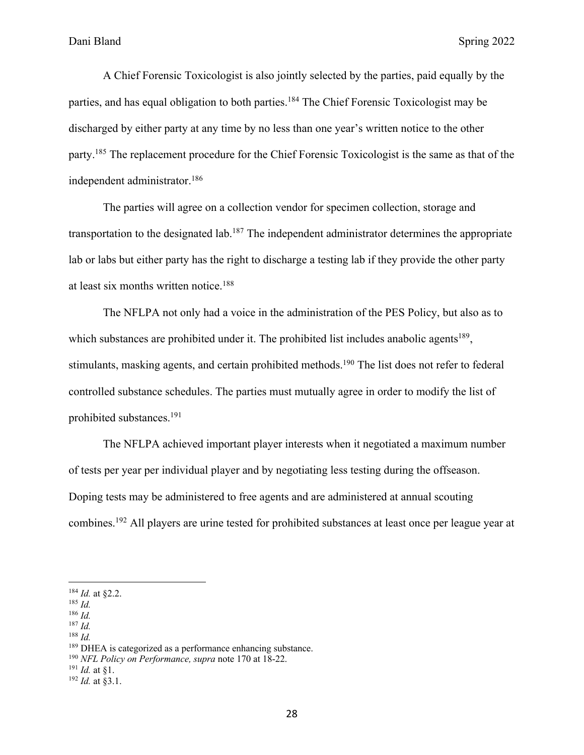A Chief Forensic Toxicologist is also jointly selected by the parties, paid equally by the parties, and has equal obligation to both parties.[184] The Chief Forensic Toxicologist may be discharged by either party at any time by no less than one year's written notice to the other party.[185] The replacement procedure for the Chief Forensic Toxicologist is the same as that of the independent administrator.[186]

The parties will agree on a collection vendor for specimen collection, storage and transportation to the designated lab.[187] The independent administrator determines the appropriate lab or labs but either party has the right to discharge a testing lab if they provide the other party at least six months written notice.[188]

The NFLPA not only had a voice in the administration of the PES Policy, but also as to which substances are prohibited under it. The prohibited list includes anabolic agents[189], stimulants, masking agents, and certain prohibited methods.[190] The list does not refer to federal controlled substance schedules. The parties must mutually agree in order to modify the list of prohibited substances.[191]

The NFLPA achieved important player interests when it negotiated a maximum number of tests per year per individual player and by negotiating less testing during the offseason. Doping tests may be administered to free agents and are administered at annual scouting combines.[192] All players are urine tested for prohibited substances at least once per league year at

---

[184] *Id.* at §2.2.
[185] *Id.*
[186] *Id.*
[187] *Id.*
[188] *Id.*
[189] DHEA is categorized as a performance enhancing substance.
[190] *NFL Policy on Performance, supra* note 170 at 18-22.
[191] *Id.* at §1.
[192] *Id.* at §3.1.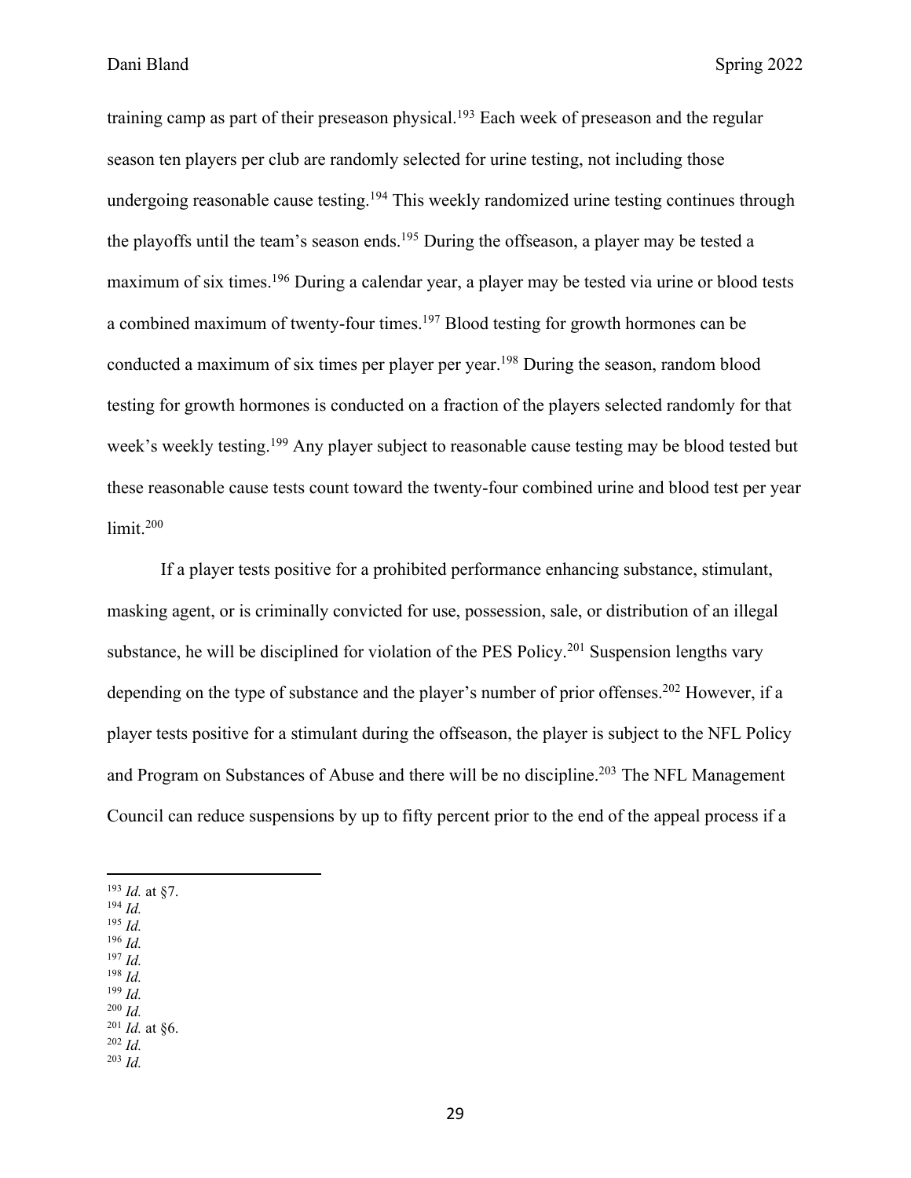training camp as part of their preseason physical.[193] Each week of preseason and the regular season ten players per club are randomly selected for urine testing, not including those undergoing reasonable cause testing.[194] This weekly randomized urine testing continues through the playoffs until the team's season ends.[195] During the offseason, a player may be tested a maximum of six times.[196] During a calendar year, a player may be tested via urine or blood tests a combined maximum of twenty-four times.[197] Blood testing for growth hormones can be conducted a maximum of six times per player per year.[198] During the season, random blood testing for growth hormones is conducted on a fraction of the players selected randomly for that week's weekly testing.[199] Any player subject to reasonable cause testing may be blood tested but these reasonable cause tests count toward the twenty-four combined urine and blood test per year limit.[200]

If a player tests positive for a prohibited performance enhancing substance, stimulant, masking agent, or is criminally convicted for use, possession, sale, or distribution of an illegal substance, he will be disciplined for violation of the PES Policy.[201] Suspension lengths vary depending on the type of substance and the player's number of prior offenses.[202] However, if a player tests positive for a stimulant during the offseason, the player is subject to the NFL Policy and Program on Substances of Abuse and there will be no discipline.[203] The NFL Management Council can reduce suspensions by up to fifty percent prior to the end of the appeal process if a

---

[193] *Id.* at §7.
[194] *Id.*
[195] *Id.*
[196] *Id.*
[197] *Id.*
[198] *Id.*
[199] *Id.*
[200] *Id.*
[201] *Id.* at §6.
[202] *Id.*
[203] *Id.*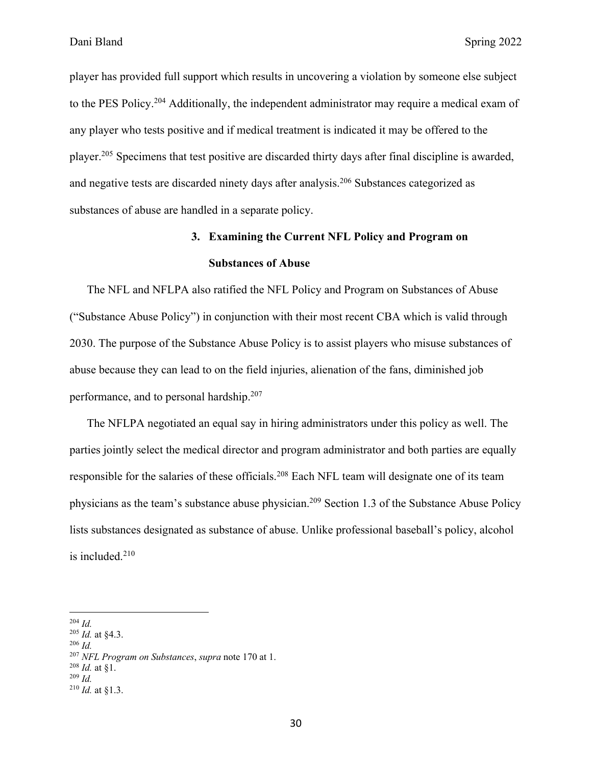player has provided full support which results in uncovering a violation by someone else subject to the PES Policy.[204] Additionally, the independent administrator may require a medical exam of any player who tests positive and if medical treatment is indicated it may be offered to the player.[205] Specimens that test positive are discarded thirty days after final discipline is awarded, and negative tests are discarded ninety days after analysis.[206] Substances categorized as substances of abuse are handled in a separate policy.

### 3. Examining the Current NFL Policy and Program on Substances of Abuse

The NFL and NFLPA also ratified the NFL Policy and Program on Substances of Abuse ("Substance Abuse Policy") in conjunction with their most recent CBA which is valid through 2030. The purpose of the Substance Abuse Policy is to assist players who misuse substances of abuse because they can lead to on the field injuries, alienation of the fans, diminished job performance, and to personal hardship.[207]

The NFLPA negotiated an equal say in hiring administrators under this policy as well. The parties jointly select the medical director and program administrator and both parties are equally responsible for the salaries of these officials.[208] Each NFL team will designate one of its team physicians as the team's substance abuse physician.[209] Section 1.3 of the Substance Abuse Policy lists substances designated as substance of abuse. Unlike professional baseball's policy, alcohol is included.[210]

---

[204] *Id.*
[205] *Id.* at §4.3.
[206] *Id.*
[207] *NFL Program on Substances*, *supra* note 170 at 1.
[208] *Id.* at §1.
[209] *Id.*
[210] *Id.* at §1.3.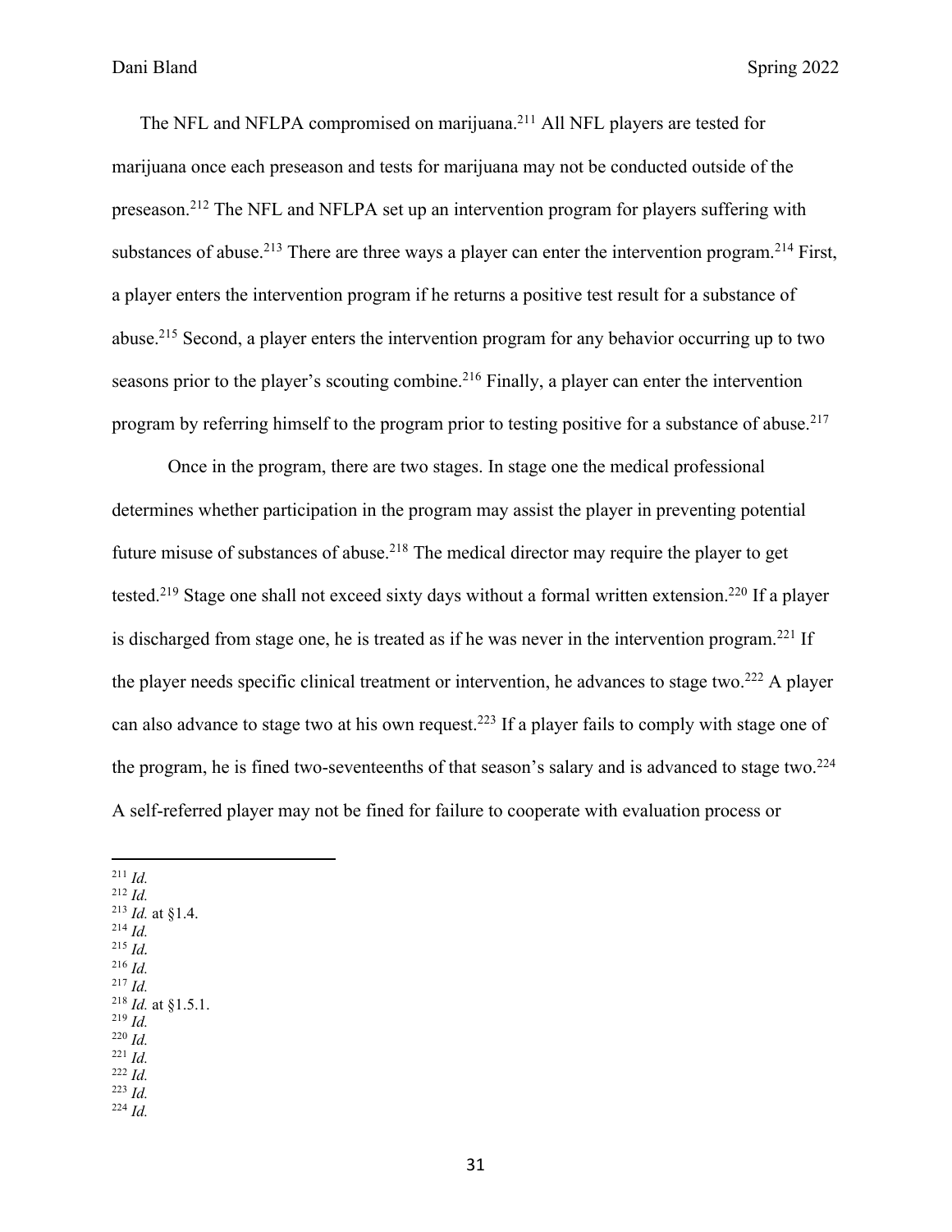The NFL and NFLPA compromised on marijuana.[211] All NFL players are tested for marijuana once each preseason and tests for marijuana may not be conducted outside of the preseason.[212] The NFL and NFLPA set up an intervention program for players suffering with substances of abuse.[213] There are three ways a player can enter the intervention program.[214] First, a player enters the intervention program if he returns a positive test result for a substance of abuse.[215] Second, a player enters the intervention program for any behavior occurring up to two seasons prior to the player's scouting combine.[216] Finally, a player can enter the intervention program by referring himself to the program prior to testing positive for a substance of abuse.[217]

Once in the program, there are two stages. In stage one the medical professional determines whether participation in the program may assist the player in preventing potential future misuse of substances of abuse.[218] The medical director may require the player to get tested.[219] Stage one shall not exceed sixty days without a formal written extension.[220] If a player is discharged from stage one, he is treated as if he was never in the intervention program.[221] If the player needs specific clinical treatment or intervention, he advances to stage two.[222] A player can also advance to stage two at his own request.[223] If a player fails to comply with stage one of the program, he is fined two-seventeenths of that season's salary and is advanced to stage two.[224] A self-referred player may not be fined for failure to cooperate with evaluation process or

---

[211] *Id.*
[212] *Id.*
[213] *Id.* at §1.4.
[214] *Id.*
[215] *Id.*
[216] *Id.*
[217] *Id.*
[218] *Id.* at §1.5.1.
[219] *Id.*
[220] *Id.*
[221] *Id.*
[222] *Id.*
[223] *Id.*
[224] *Id.*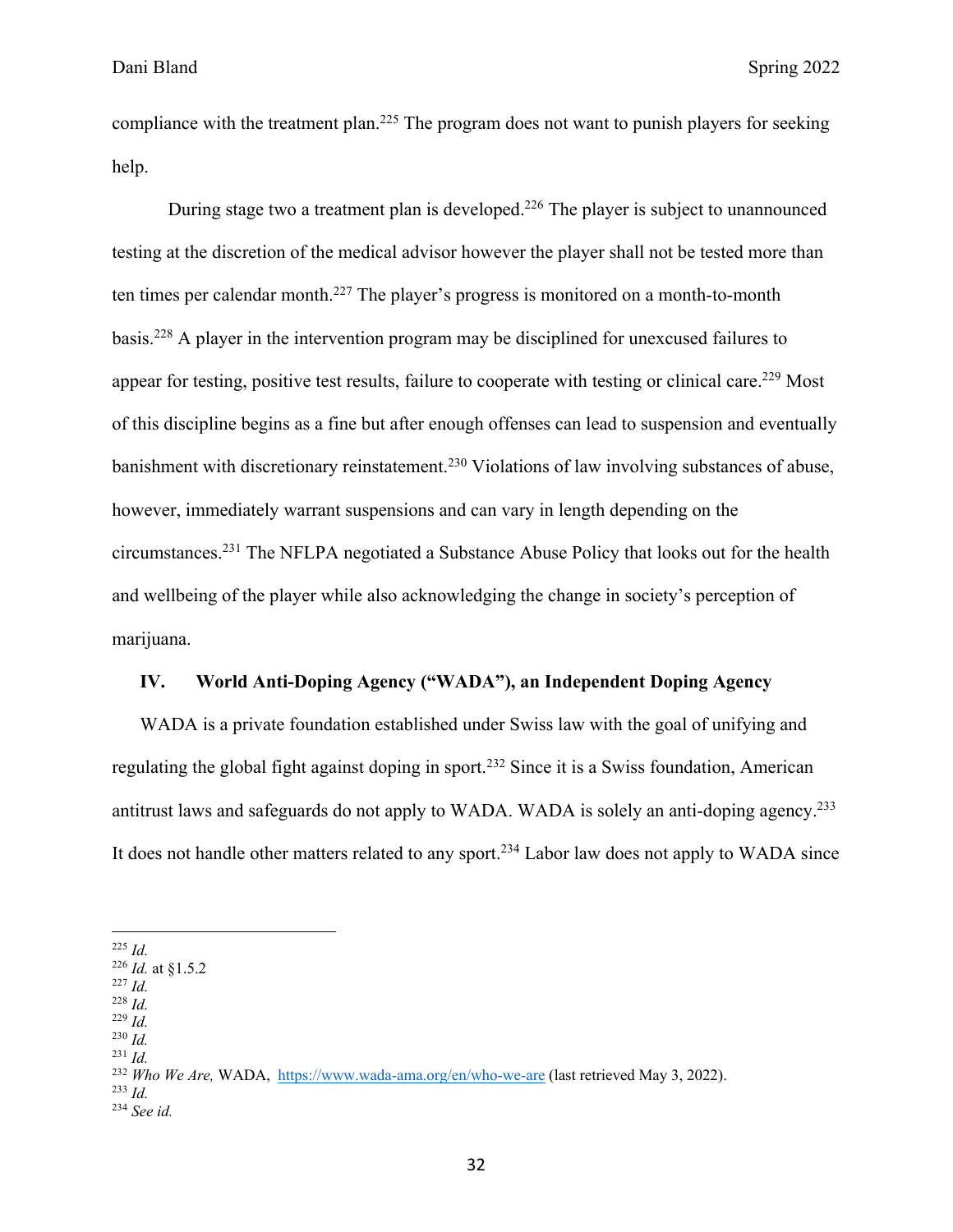compliance with the treatment plan.[225] The program does not want to punish players for seeking help.

During stage two a treatment plan is developed.[226] The player is subject to unannounced testing at the discretion of the medical advisor however the player shall not be tested more than ten times per calendar month.[227] The player's progress is monitored on a month-to-month basis.[228] A player in the intervention program may be disciplined for unexcused failures to appear for testing, positive test results, failure to cooperate with testing or clinical care.[229] Most of this discipline begins as a fine but after enough offenses can lead to suspension and eventually banishment with discretionary reinstatement.[230] Violations of law involving substances of abuse, however, immediately warrant suspensions and can vary in length depending on the circumstances.[231] The NFLPA negotiated a Substance Abuse Policy that looks out for the health and wellbeing of the player while also acknowledging the change in society's perception of marijuana.

## IV. World Anti-Doping Agency ("WADA"), an Independent Doping Agency

WADA is a private foundation established under Swiss law with the goal of unifying and regulating the global fight against doping in sport.[232] Since it is a Swiss foundation, American antitrust laws and safeguards do not apply to WADA. WADA is solely an anti-doping agency.[233] It does not handle other matters related to any sport.[234] Labor law does not apply to WADA since

---

[225] *Id.*
[226] *Id.* at §1.5.2
[227] *Id.*
[228] *Id.*
[229] *Id.*
[230] *Id.*
[231] *Id.*
[232] *Who We Are,* WADA, https://www.wada-ama.org/en/who-we-are (last retrieved May 3, 2022).
[233] *Id.*
[234] *See id.*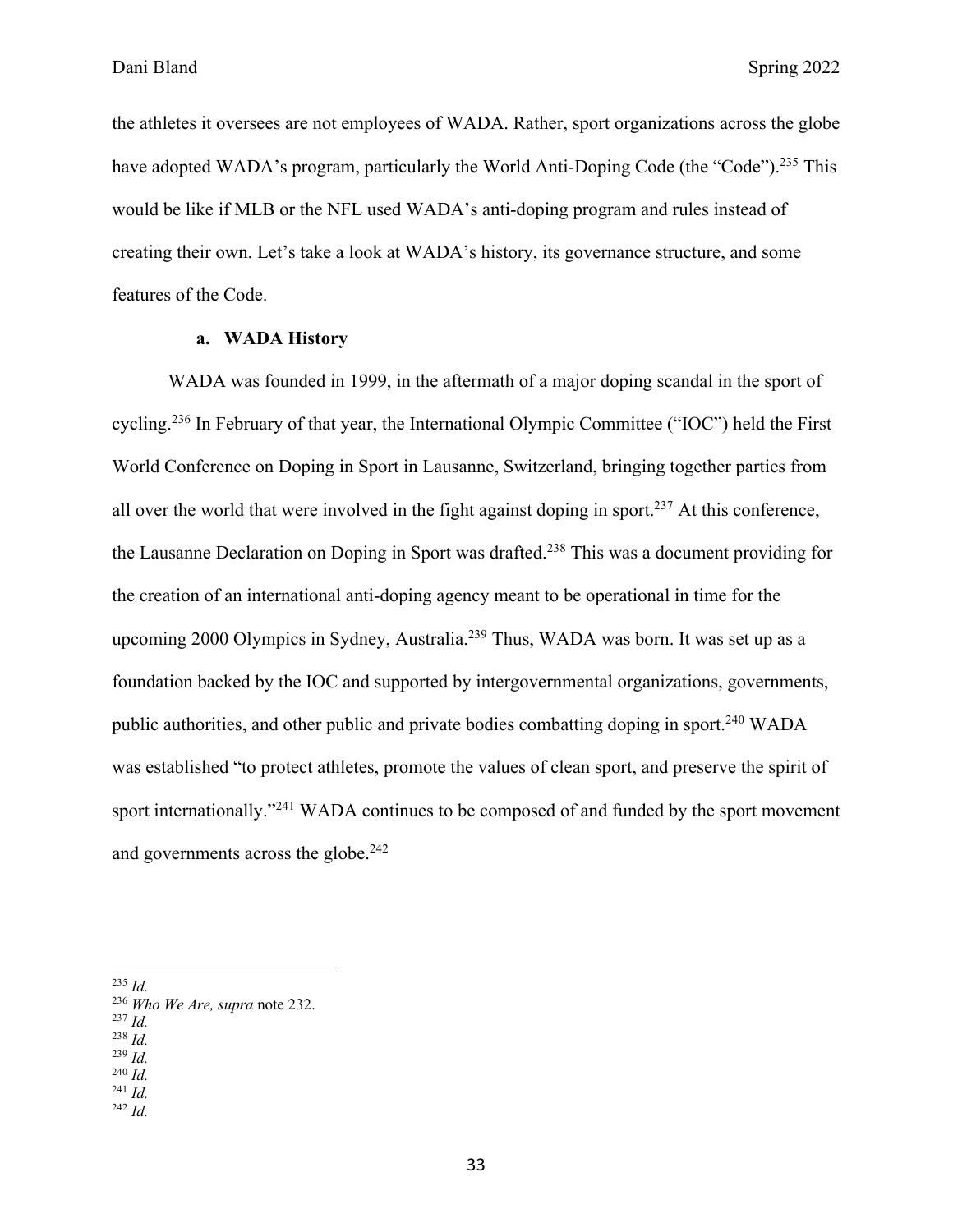the athletes it oversees are not employees of WADA. Rather, sport organizations across the globe have adopted WADA's program, particularly the World Anti-Doping Code (the "Code").[235] This would be like if MLB or the NFL used WADA's anti-doping program and rules instead of creating their own. Let's take a look at WADA's history, its governance structure, and some features of the Code.

#### a. WADA History

WADA was founded in 1999, in the aftermath of a major doping scandal in the sport of cycling.[236] In February of that year, the International Olympic Committee ("IOC") held the First World Conference on Doping in Sport in Lausanne, Switzerland, bringing together parties from all over the world that were involved in the fight against doping in sport.[237] At this conference, the Lausanne Declaration on Doping in Sport was drafted.[238] This was a document providing for the creation of an international anti-doping agency meant to be operational in time for the upcoming 2000 Olympics in Sydney, Australia.[239] Thus, WADA was born. It was set up as a foundation backed by the IOC and supported by intergovernmental organizations, governments, public authorities, and other public and private bodies combatting doping in sport.[240] WADA was established "to protect athletes, promote the values of clean sport, and preserve the spirit of sport internationally."[241] WADA continues to be composed of and funded by the sport movement and governments across the globe.[242]

---

[235] *Id.*
[236] *Who We Are, supra* note 232.
[237] *Id.*
[238] *Id.*
[239] *Id.*
[240] *Id.*
[241] *Id.*
[242] *Id.*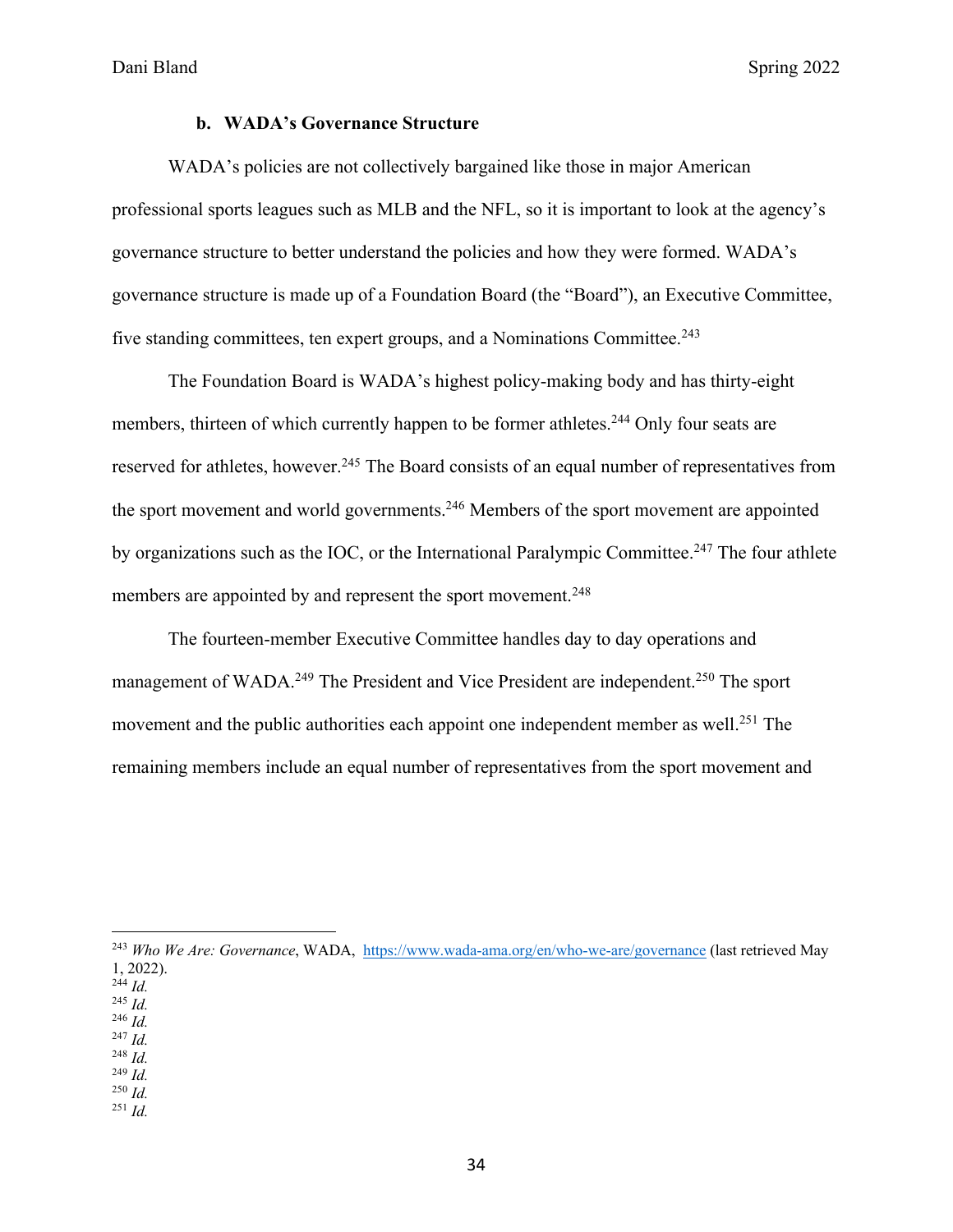#### b. WADA's Governance Structure

WADA's policies are not collectively bargained like those in major American professional sports leagues such as MLB and the NFL, so it is important to look at the agency's governance structure to better understand the policies and how they were formed. WADA's governance structure is made up of a Foundation Board (the "Board"), an Executive Committee, five standing committees, ten expert groups, and a Nominations Committee.[243]

The Foundation Board is WADA's highest policy-making body and has thirty-eight members, thirteen of which currently happen to be former athletes.[244] Only four seats are reserved for athletes, however.[245] The Board consists of an equal number of representatives from the sport movement and world governments.[246] Members of the sport movement are appointed by organizations such as the IOC, or the International Paralympic Committee.[247] The four athlete members are appointed by and represent the sport movement.[248]

The fourteen-member Executive Committee handles day to day operations and management of WADA.[249] The President and Vice President are independent.[250] The sport movement and the public authorities each appoint one independent member as well.[251] The remaining members include an equal number of representatives from the sport movement and

---

[243] *Who We Are: Governance*, WADA, https://www.wada-ama.org/en/who-we-are/governance (last retrieved May 1, 2022).
[244] *Id.*
[245] *Id.*
[246] *Id.*
[247] *Id.*
[248] *Id.*
[249] *Id.*
[250] *Id.*
[251] *Id.*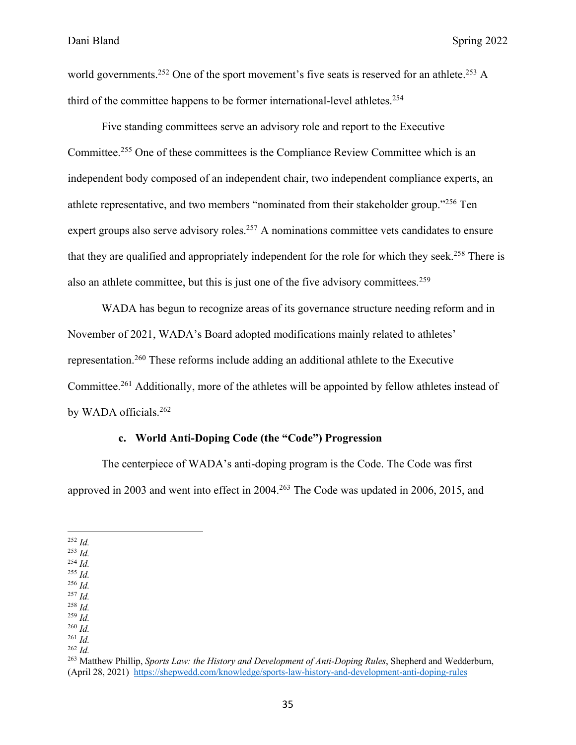world governments.[252] One of the sport movement's five seats is reserved for an athlete.[253] A third of the committee happens to be former international-level athletes.[254]

Five standing committees serve an advisory role and report to the Executive Committee.[255] One of these committees is the Compliance Review Committee which is an independent body composed of an independent chair, two independent compliance experts, an athlete representative, and two members "nominated from their stakeholder group."[256] Ten expert groups also serve advisory roles.[257] A nominations committee vets candidates to ensure that they are qualified and appropriately independent for the role for which they seek.[258] There is also an athlete committee, but this is just one of the five advisory committees.[259]

WADA has begun to recognize areas of its governance structure needing reform and in November of 2021, WADA's Board adopted modifications mainly related to athletes' representation.[260] These reforms include adding an additional athlete to the Executive Committee.[261] Additionally, more of the athletes will be appointed by fellow athletes instead of by WADA officials.[262]

### c. World Anti-Doping Code (the "Code") Progression

The centerpiece of WADA's anti-doping program is the Code. The Code was first approved in 2003 and went into effect in 2004.[263] The Code was updated in 2006, 2015, and

---

[252] *Id.*
[253] *Id.*
[254] *Id.*
[255] *Id.*
[256] *Id.*
[257] *Id.*
[258] *Id.*
[259] *Id.*
[260] *Id.*
[261] *Id.*
[262] *Id.*
[263] Matthew Phillip, *Sports Law: the History and Development of Anti-Doping Rules*, Shepherd and Wedderburn, (April 28, 2021) https://shepwedd.com/knowledge/sports-law-history-and-development-anti-doping-rules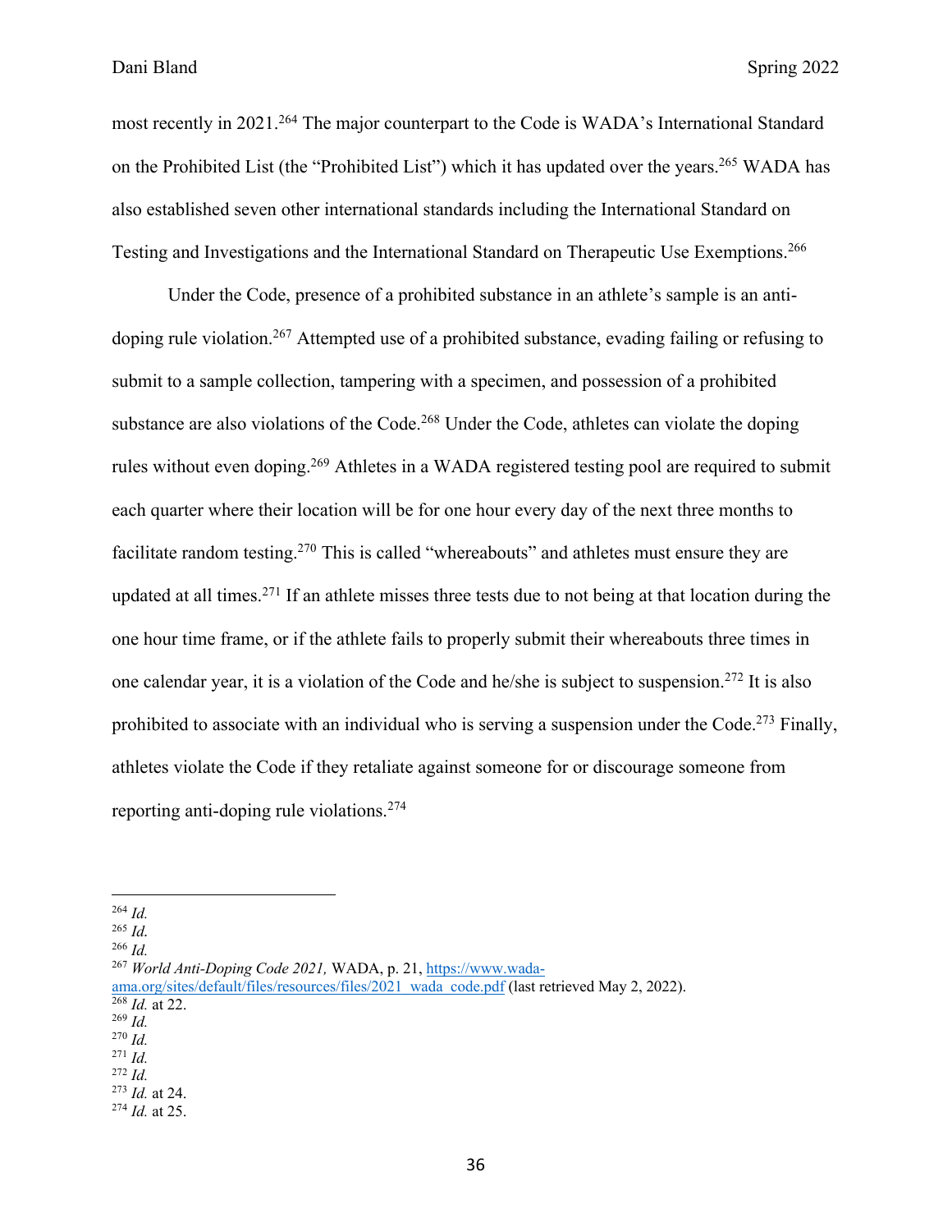most recently in 2021.[264] The major counterpart to the Code is WADA's International Standard on the Prohibited List (the "Prohibited List") which it has updated over the years.[265] WADA has also established seven other international standards including the International Standard on Testing and Investigations and the International Standard on Therapeutic Use Exemptions.[266]

Under the Code, presence of a prohibited substance in an athlete's sample is an anti-doping rule violation.[267] Attempted use of a prohibited substance, evading failing or refusing to submit to a sample collection, tampering with a specimen, and possession of a prohibited substance are also violations of the Code.[268] Under the Code, athletes can violate the doping rules without even doping.[269] Athletes in a WADA registered testing pool are required to submit each quarter where their location will be for one hour every day of the next three months to facilitate random testing.[270] This is called "whereabouts" and athletes must ensure they are updated at all times.[271] If an athlete misses three tests due to not being at that location during the one hour time frame, or if the athlete fails to properly submit their whereabouts three times in one calendar year, it is a violation of the Code and he/she is subject to suspension.[272] It is also prohibited to associate with an individual who is serving a suspension under the Code.[273] Finally, athletes violate the Code if they retaliate against someone for or discourage someone from reporting anti-doping rule violations.[274]

---

[264] *Id.*
[265] *Id.*
[266] *Id.*
[267] *World Anti-Doping Code 2021,* WADA, p. 21, https://www.wada-ama.org/sites/default/files/resources/files/2021_wada_code.pdf (last retrieved May 2, 2022).
[268] *Id.* at 22.
[269] *Id.*
[270] *Id.*
[271] *Id.*
[272] *Id.*
[273] *Id.* at 24.
[274] *Id.* at 25.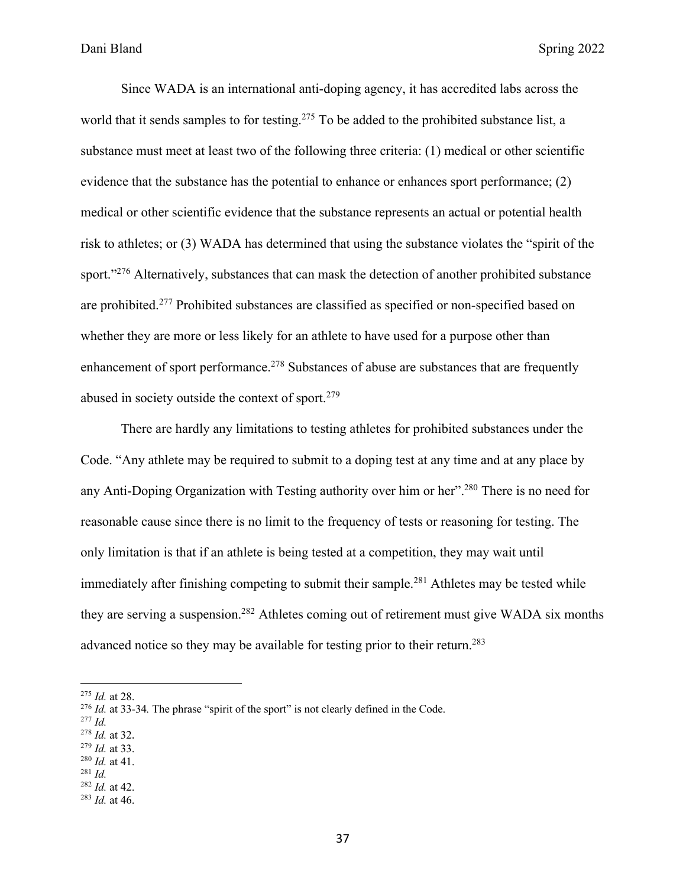Since WADA is an international anti-doping agency, it has accredited labs across the world that it sends samples to for testing.[275] To be added to the prohibited substance list, a substance must meet at least two of the following three criteria: (1) medical or other scientific evidence that the substance has the potential to enhance or enhances sport performance; (2) medical or other scientific evidence that the substance represents an actual or potential health risk to athletes; or (3) WADA has determined that using the substance violates the "spirit of the sport."[276] Alternatively, substances that can mask the detection of another prohibited substance are prohibited.[277] Prohibited substances are classified as specified or non-specified based on whether they are more or less likely for an athlete to have used for a purpose other than enhancement of sport performance.[278] Substances of abuse are substances that are frequently abused in society outside the context of sport.[279]

There are hardly any limitations to testing athletes for prohibited substances under the Code. "Any athlete may be required to submit to a doping test at any time and at any place by any Anti-Doping Organization with Testing authority over him or her".[280] There is no need for reasonable cause since there is no limit to the frequency of tests or reasoning for testing. The only limitation is that if an athlete is being tested at a competition, they may wait until immediately after finishing competing to submit their sample.[281] Athletes may be tested while they are serving a suspension.[282] Athletes coming out of retirement must give WADA six months advanced notice so they may be available for testing prior to their return.[283]

---

[275] *Id.* at 28.
[276] *Id.* at 33-34. The phrase "spirit of the sport" is not clearly defined in the Code.
[277] *Id.*
[278] *Id.* at 32.
[279] *Id.* at 33.
[280] *Id.* at 41.
[281] *Id.*
[282] *Id.* at 42.
[283] *Id.* at 46.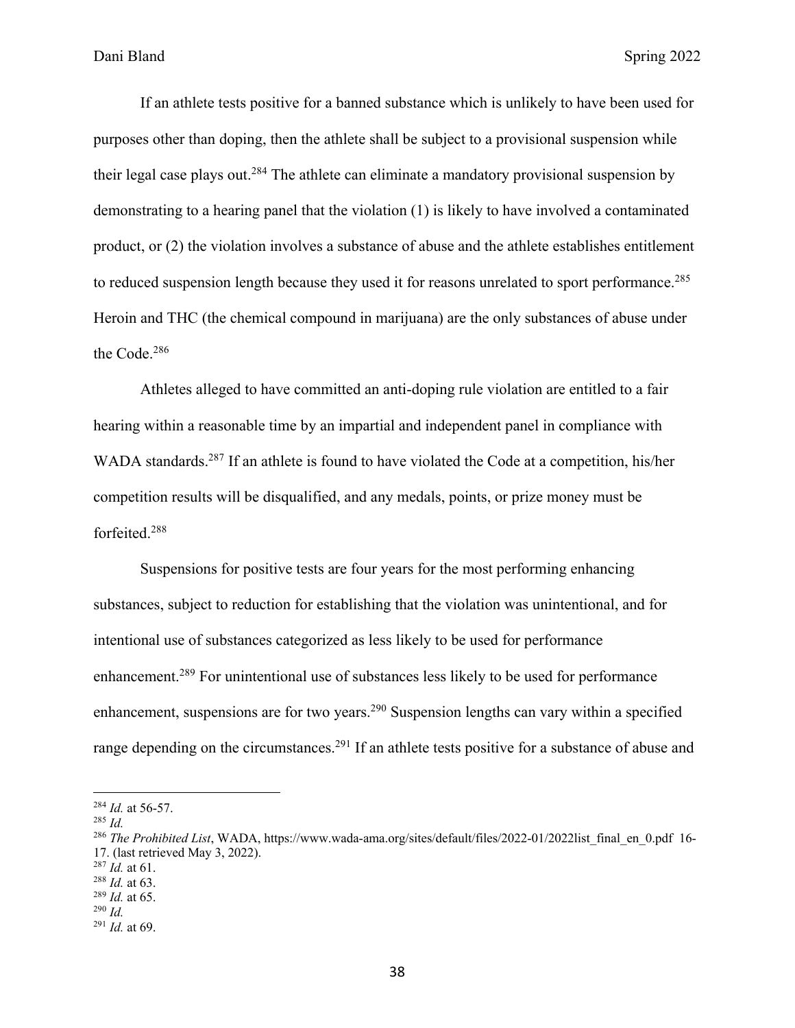If an athlete tests positive for a banned substance which is unlikely to have been used for purposes other than doping, then the athlete shall be subject to a provisional suspension while their legal case plays out.[284] The athlete can eliminate a mandatory provisional suspension by demonstrating to a hearing panel that the violation (1) is likely to have involved a contaminated product, or (2) the violation involves a substance of abuse and the athlete establishes entitlement to reduced suspension length because they used it for reasons unrelated to sport performance.[285] Heroin and THC (the chemical compound in marijuana) are the only substances of abuse under the Code.[286]

Athletes alleged to have committed an anti-doping rule violation are entitled to a fair hearing within a reasonable time by an impartial and independent panel in compliance with WADA standards.[287] If an athlete is found to have violated the Code at a competition, his/her competition results will be disqualified, and any medals, points, or prize money must be forfeited.[288]

Suspensions for positive tests are four years for the most performing enhancing substances, subject to reduction for establishing that the violation was unintentional, and for intentional use of substances categorized as less likely to be used for performance enhancement.[289] For unintentional use of substances less likely to be used for performance enhancement, suspensions are for two years.[290] Suspension lengths can vary within a specified range depending on the circumstances.[291] If an athlete tests positive for a substance of abuse and

---

[284] *Id.* at 56-57.
[285] *Id.*
[286] *The Prohibited List*, WADA, https://www.wada-ama.org/sites/default/files/2022-01/2022list_final_en_0.pdf 16-17. (last retrieved May 3, 2022).
[287] *Id.* at 61.
[288] *Id.* at 63.
[289] *Id.* at 65.
[290] *Id.*
[291] *Id.* at 69.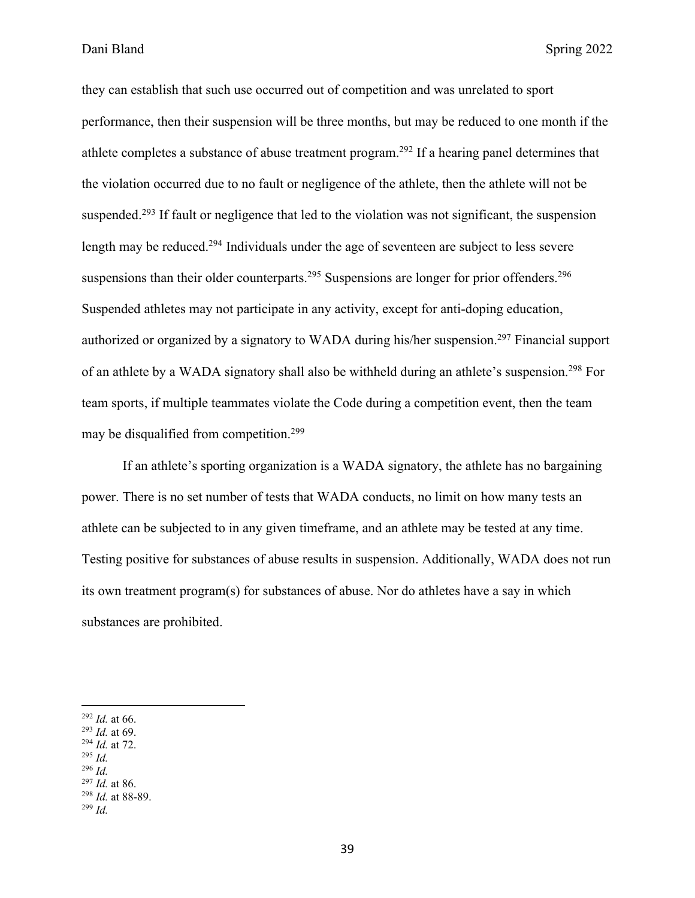they can establish that such use occurred out of competition and was unrelated to sport performance, then their suspension will be three months, but may be reduced to one month if the athlete completes a substance of abuse treatment program.[292] If a hearing panel determines that the violation occurred due to no fault or negligence of the athlete, then the athlete will not be suspended.[293] If fault or negligence that led to the violation was not significant, the suspension length may be reduced.[294] Individuals under the age of seventeen are subject to less severe suspensions than their older counterparts.[295] Suspensions are longer for prior offenders.[296] Suspended athletes may not participate in any activity, except for anti-doping education, authorized or organized by a signatory to WADA during his/her suspension.[297] Financial support of an athlete by a WADA signatory shall also be withheld during an athlete's suspension.[298] For team sports, if multiple teammates violate the Code during a competition event, then the team may be disqualified from competition.[299]

If an athlete's sporting organization is a WADA signatory, the athlete has no bargaining power. There is no set number of tests that WADA conducts, no limit on how many tests an athlete can be subjected to in any given timeframe, and an athlete may be tested at any time. Testing positive for substances of abuse results in suspension. Additionally, WADA does not run its own treatment program(s) for substances of abuse. Nor do athletes have a say in which substances are prohibited.

---

[292] *Id.* at 66.
[293] *Id.* at 69.
[294] *Id.* at 72.
[295] *Id.*
[296] *Id.*
[297] *Id.* at 86.
[298] *Id.* at 88-89.
[299] *Id.*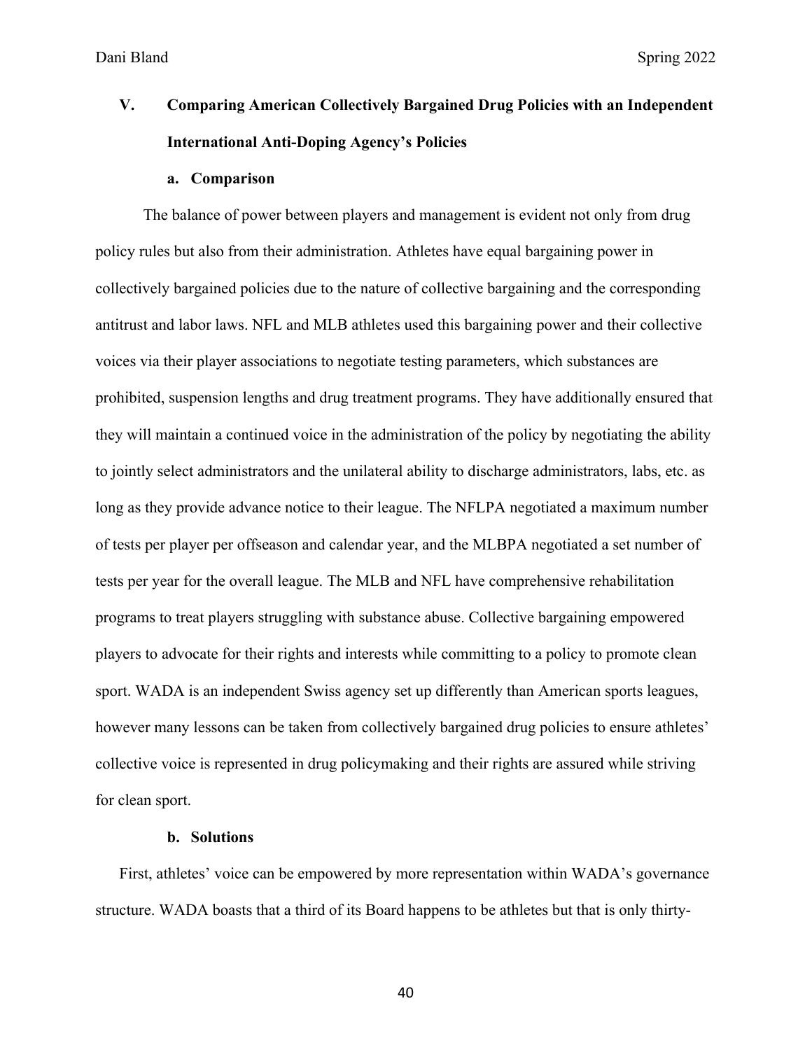## V. Comparing American Collectively Bargained Drug Policies with an Independent International Anti-Doping Agency's Policies

### a. Comparison

The balance of power between players and management is evident not only from drug policy rules but also from their administration. Athletes have equal bargaining power in collectively bargained policies due to the nature of collective bargaining and the corresponding antitrust and labor laws. NFL and MLB athletes used this bargaining power and their collective voices via their player associations to negotiate testing parameters, which substances are prohibited, suspension lengths and drug treatment programs. They have additionally ensured that they will maintain a continued voice in the administration of the policy by negotiating the ability to jointly select administrators and the unilateral ability to discharge administrators, labs, etc. as long as they provide advance notice to their league. The NFLPA negotiated a maximum number of tests per player per offseason and calendar year, and the MLBPA negotiated a set number of tests per year for the overall league. The MLB and NFL have comprehensive rehabilitation programs to treat players struggling with substance abuse. Collective bargaining empowered players to advocate for their rights and interests while committing to a policy to promote clean sport. WADA is an independent Swiss agency set up differently than American sports leagues, however many lessons can be taken from collectively bargained drug policies to ensure athletes' collective voice is represented in drug policymaking and their rights are assured while striving for clean sport.

### b. Solutions

First, athletes' voice can be empowered by more representation within WADA's governance structure. WADA boasts that a third of its Board happens to be athletes but that is only thirty-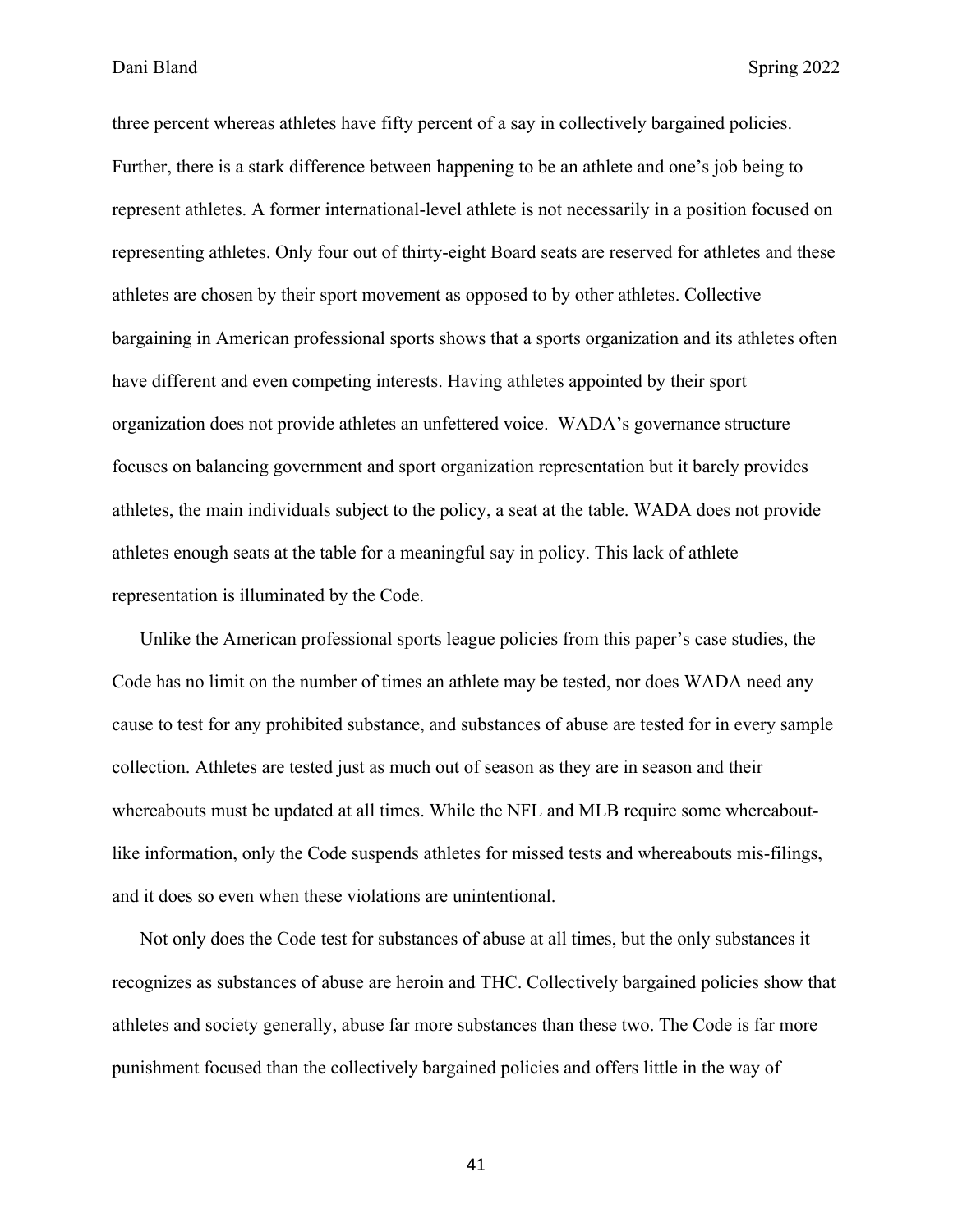three percent whereas athletes have fifty percent of a say in collectively bargained policies. Further, there is a stark difference between happening to be an athlete and one's job being to represent athletes. A former international-level athlete is not necessarily in a position focused on representing athletes. Only four out of thirty-eight Board seats are reserved for athletes and these athletes are chosen by their sport movement as opposed to by other athletes. Collective bargaining in American professional sports shows that a sports organization and its athletes often have different and even competing interests. Having athletes appointed by their sport organization does not provide athletes an unfettered voice. WADA's governance structure focuses on balancing government and sport organization representation but it barely provides athletes, the main individuals subject to the policy, a seat at the table. WADA does not provide athletes enough seats at the table for a meaningful say in policy. This lack of athlete representation is illuminated by the Code.

Unlike the American professional sports league policies from this paper's case studies, the Code has no limit on the number of times an athlete may be tested, nor does WADA need any cause to test for any prohibited substance, and substances of abuse are tested for in every sample collection. Athletes are tested just as much out of season as they are in season and their whereabouts must be updated at all times. While the NFL and MLB require some whereabout-like information, only the Code suspends athletes for missed tests and whereabouts mis-filings, and it does so even when these violations are unintentional.

Not only does the Code test for substances of abuse at all times, but the only substances it recognizes as substances of abuse are heroin and THC. Collectively bargained policies show that athletes and society generally, abuse far more substances than these two. The Code is far more punishment focused than the collectively bargained policies and offers little in the way of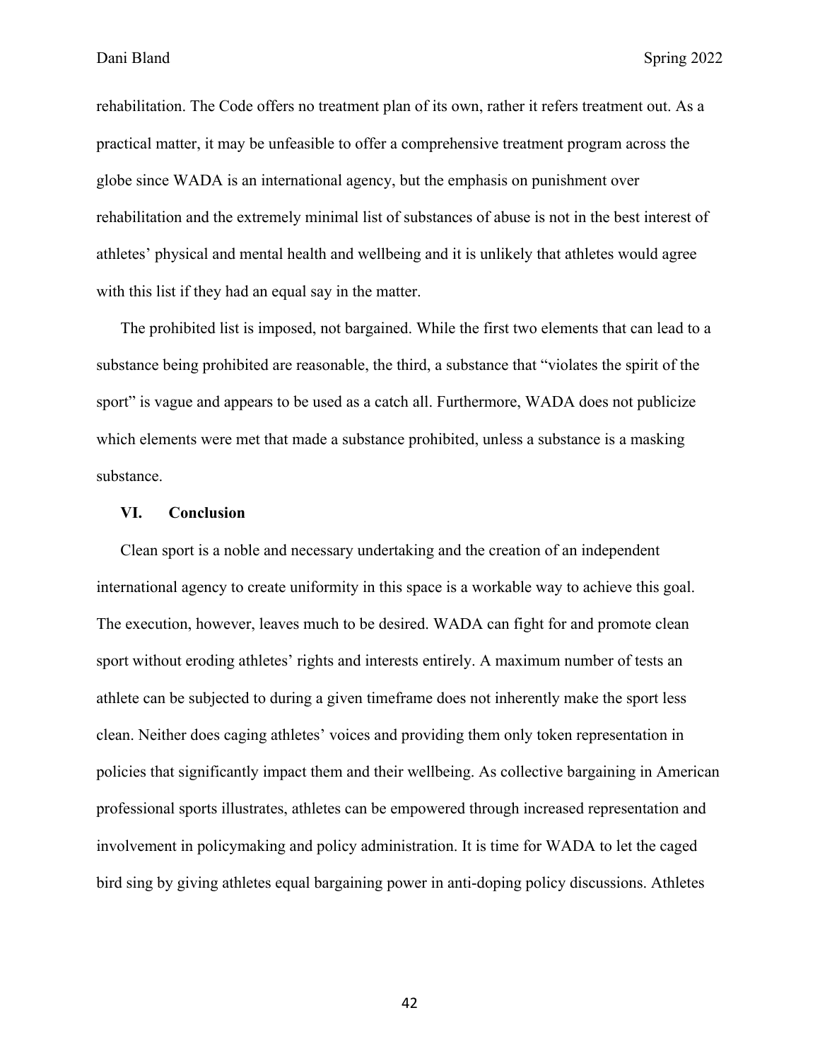rehabilitation. The Code offers no treatment plan of its own, rather it refers treatment out. As a practical matter, it may be unfeasible to offer a comprehensive treatment program across the globe since WADA is an international agency, but the emphasis on punishment over rehabilitation and the extremely minimal list of substances of abuse is not in the best interest of athletes' physical and mental health and wellbeing and it is unlikely that athletes would agree with this list if they had an equal say in the matter.

The prohibited list is imposed, not bargained. While the first two elements that can lead to a substance being prohibited are reasonable, the third, a substance that "violates the spirit of the sport" is vague and appears to be used as a catch all. Furthermore, WADA does not publicize which elements were met that made a substance prohibited, unless a substance is a masking substance.

## VI. Conclusion

Clean sport is a noble and necessary undertaking and the creation of an independent international agency to create uniformity in this space is a workable way to achieve this goal. The execution, however, leaves much to be desired. WADA can fight for and promote clean sport without eroding athletes' rights and interests entirely. A maximum number of tests an athlete can be subjected to during a given timeframe does not inherently make the sport less clean. Neither does caging athletes' voices and providing them only token representation in policies that significantly impact them and their wellbeing. As collective bargaining in American professional sports illustrates, athletes can be empowered through increased representation and involvement in policymaking and policy administration. It is time for WADA to let the caged bird sing by giving athletes equal bargaining power in anti-doping policy discussions. Athletes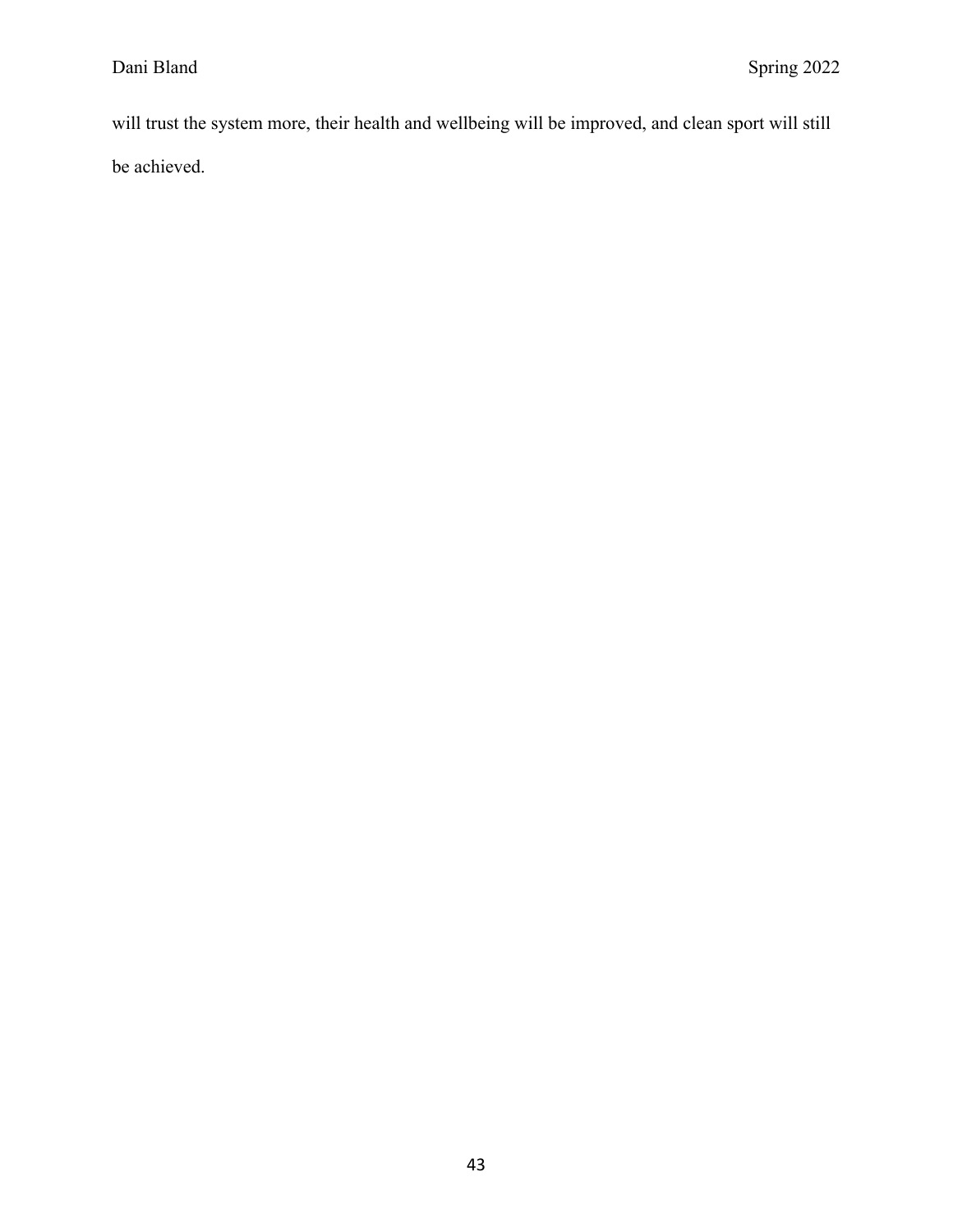will trust the system more, their health and wellbeing will be improved, and clean sport will still be achieved.